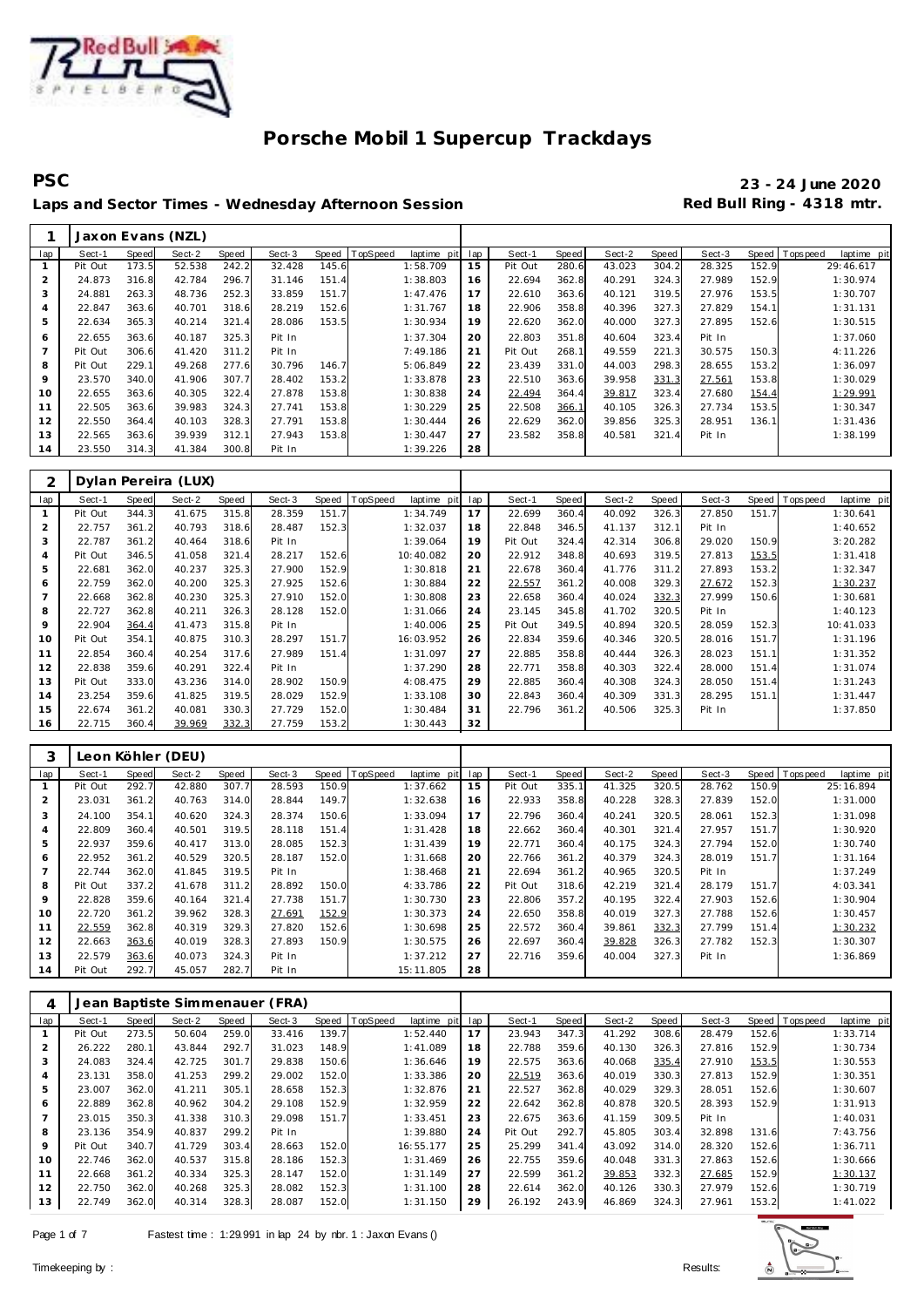# Porsche Mobil 1 Supercup Trackdays

**PSC** **23 - 24 June 2020**

**Laps and Sector Times - Wednesday Afternoon Session** **Red Bull Ring - 4318 mtr.**

### 1 Jaxon Evans (NZL)

| lap | Sect-1 | Speed | Sect-2 | Speed | Sect-3 | Speed | TopSpeed | laptime pit | lap | Sect-1 | Speed | Sect-2 | Speed | Sect-3 | Speed | Topspeed | laptime pit |
|---|---|---|---|---|---|---|---|---|---|---|---|---|---|---|---|---|---|
| 1 | Pit Out | 173.5 | 52.538 | 242.2 | 32.428 | 145.6 | | 1:58.709 | 15 | Pit Out | 280.6 | 43.023 | 304.2 | 28.325 | 152.9 | | 29:46.617 |
| 2 | 24.873 | 316.8 | 42.784 | 296.7 | 31.146 | 151.4 | | 1:38.803 | 16 | 22.694 | 362.8 | 40.291 | 324.3 | 27.989 | 152.9 | | 1:30.974 |
| 3 | 24.881 | 263.3 | 48.736 | 252.3 | 33.859 | 151.7 | | 1:47.476 | 17 | 22.610 | 363.6 | 40.121 | 319.5 | 27.976 | 153.5 | | 1:30.707 |
| 4 | 22.847 | 363.6 | 40.701 | 318.6 | 28.219 | 152.6 | | 1:31.767 | 18 | 22.906 | 358.8 | 40.396 | 327.3 | 27.829 | 154.1 | | 1:31.131 |
| 5 | 22.634 | 365.3 | 40.214 | 321.4 | 28.086 | 153.5 | | 1:30.934 | 19 | 22.620 | 362.0 | 40.000 | 327.3 | 27.895 | 152.6 | | 1:30.515 |
| 6 | 22.655 | 363.6 | 40.187 | 325.3 | Pit In | | | 1:37.304 | 20 | 22.803 | 351.8 | 40.604 | 323.4 | Pit In | | | 1:37.060 |
| 7 | Pit Out | 306.6 | 41.420 | 311.2 | Pit In | | | 7:49.186 | 21 | Pit Out | 268.1 | 49.559 | 221.3 | 30.575 | 150.3 | | 4:11.226 |
| 8 | Pit Out | 229.1 | 49.268 | 277.6 | 30.796 | 146.7 | | 5:06.849 | 22 | 23.439 | 331.0 | 44.003 | 298.3 | 28.655 | 153.2 | | 1:36.097 |
| 9 | 23.570 | 340.0 | 41.906 | 307.7 | 28.402 | 153.2 | | 1:33.878 | 23 | 22.510 | 363.6 | 39.958 | 331.3 | 27.561 | 153.8 | | 1:30.029 |
| 10 | 22.655 | 363.6 | 40.305 | 322.4 | 27.878 | 153.8 | | 1:30.838 | 24 | 22.494 | 364.4 | 39.817 | 323.4 | 27.680 | 154.4 | | 1:29.991 |
| 11 | 22.505 | 363.6 | 39.983 | 324.3 | 27.741 | 153.8 | | 1:30.229 | 25 | 22.508 | 366.1 | 40.105 | 326.3 | 27.734 | 153.5 | | 1:30.347 |
| 12 | 22.550 | 364.4 | 40.103 | 328.3 | 27.791 | 153.8 | | 1:30.444 | 26 | 22.629 | 362.0 | 39.856 | 325.3 | 28.951 | 136.1 | | 1:31.436 |
| 13 | 22.565 | 363.6 | 39.939 | 312.1 | 27.943 | 153.8 | | 1:30.447 | 27 | 23.582 | 358.8 | 40.581 | 321.4 | Pit In | | | 1:38.199 |
| 14 | 23.550 | 314.3 | 41.384 | 300.8 | Pit In | | | 1:39.226 | 28 | | | | | | | | |

### 2 Dylan Pereira (LUX)

| lap | Sect-1 | Speed | Sect-2 | Speed | Sect-3 | Speed | TopSpeed | laptime pit | lap | Sect-1 | Speed | Sect-2 | Speed | Sect-3 | Speed | Topspeed | laptime pit |
|---|---|---|---|---|---|---|---|---|---|---|---|---|---|---|---|---|---|
| 1 | Pit Out | 344.3 | 41.675 | 315.8 | 28.359 | 151.7 | | 1:34.749 | 17 | 22.699 | 360.4 | 40.092 | 326.3 | 27.850 | 151.7 | | 1:30.641 |
| 2 | 22.757 | 361.2 | 40.793 | 318.6 | 28.487 | 152.3 | | 1:32.037 | 18 | 22.848 | 346.5 | 41.137 | 312.1 | Pit In | | | 1:40.652 |
| 3 | 22.787 | 361.2 | 40.464 | 318.6 | Pit In | | | 1:39.064 | 19 | Pit Out | 324.4 | 42.314 | 306.8 | 29.020 | 150.9 | | 3:20.282 |
| 4 | Pit Out | 346.5 | 41.058 | 321.4 | 28.217 | 152.6 | | 10:40.082 | 20 | 22.912 | 348.8 | 40.693 | 319.5 | 27.813 | 153.5 | | 1:31.418 |
| 5 | 22.681 | 362.0 | 40.237 | 325.3 | 27.900 | 152.9 | | 1:30.818 | 21 | 22.678 | 360.4 | 41.776 | 311.2 | 27.893 | 153.2 | | 1:32.347 |
| 6 | 22.759 | 362.0 | 40.200 | 325.3 | 27.925 | 152.6 | | 1:30.884 | 22 | 22.557 | 361.2 | 40.008 | 329.3 | 27.672 | 152.3 | | 1:30.237 |
| 7 | 22.668 | 362.8 | 40.230 | 325.3 | 27.910 | 152.0 | | 1:30.808 | 23 | 22.658 | 360.4 | 40.024 | 332.3 | 27.999 | 150.6 | | 1:30.681 |
| 8 | 22.727 | 362.8 | 40.211 | 326.3 | 28.128 | 152.0 | | 1:31.066 | 24 | 23.145 | 345.8 | 41.702 | 320.5 | Pit In | | | 1:40.123 |
| 9 | 22.904 | 364.4 | 41.473 | 315.8 | Pit In | | | 1:40.006 | 25 | Pit Out | 349.5 | 40.894 | 320.5 | 28.059 | 152.3 | | 10:41.033 |
| 10 | Pit Out | 354.1 | 40.875 | 310.3 | 28.297 | 151.7 | | 16:03.952 | 26 | 22.834 | 359.6 | 40.346 | 320.5 | 28.016 | 151.7 | | 1:31.196 |
| 11 | 22.854 | 360.4 | 40.254 | 317.6 | 27.989 | 151.4 | | 1:31.097 | 27 | 22.885 | 358.8 | 40.444 | 326.3 | 28.023 | 151.1 | | 1:31.352 |
| 12 | 22.838 | 359.6 | 40.291 | 322.4 | Pit In | | | 1:37.290 | 28 | 22.771 | 358.8 | 40.303 | 322.4 | 28.000 | 151.4 | | 1:31.074 |
| 13 | Pit Out | 333.0 | 43.236 | 314.0 | 28.902 | 150.9 | | 4:08.475 | 29 | 22.885 | 360.4 | 40.308 | 324.3 | 28.050 | 151.4 | | 1:31.243 |
| 14 | 23.254 | 359.6 | 41.825 | 319.5 | 28.029 | 152.9 | | 1:33.108 | 30 | 22.843 | 360.4 | 40.309 | 331.3 | 28.295 | 151.1 | | 1:31.447 |
| 15 | 22.674 | 361.2 | 40.081 | 330.3 | 27.729 | 152.0 | | 1:30.484 | 31 | 22.796 | 361.2 | 40.506 | 325.3 | Pit In | | | 1:37.850 |
| 16 | 22.715 | 360.4 | 39.969 | 332.3 | 27.759 | 153.2 | | 1:30.443 | 32 | | | | | | | | |

### 3 Leon Köhler (DEU)

| lap | Sect-1 | Speed | Sect-2 | Speed | Sect-3 | Speed | TopSpeed | laptime pit | lap | Sect-1 | Speed | Sect-2 | Speed | Sect-3 | Speed | Topspeed | laptime pit |
|---|---|---|---|---|---|---|---|---|---|---|---|---|---|---|---|---|---|
| 1 | Pit Out | 292.7 | 42.880 | 307.7 | 28.593 | 150.9 | | 1:37.662 | 15 | Pit Out | 335.1 | 41.325 | 320.5 | 28.762 | 150.9 | | 25:16.894 |
| 2 | 23.031 | 361.2 | 40.763 | 314.0 | 28.844 | 149.7 | | 1:32.638 | 16 | 22.933 | 358.8 | 40.228 | 328.3 | 27.839 | 152.0 | | 1:31.000 |
| 3 | 24.100 | 354.1 | 40.620 | 324.3 | 28.374 | 150.6 | | 1:33.094 | 17 | 22.796 | 360.4 | 40.241 | 320.5 | 28.061 | 152.3 | | 1:31.098 |
| 4 | 22.809 | 360.4 | 40.501 | 319.5 | 28.118 | 151.4 | | 1:31.428 | 18 | 22.662 | 360.4 | 40.301 | 321.4 | 27.957 | 151.7 | | 1:30.920 |
| 5 | 22.937 | 359.6 | 40.417 | 313.0 | 28.085 | 152.3 | | 1:31.439 | 19 | 22.771 | 360.4 | 40.175 | 324.3 | 27.794 | 152.0 | | 1:30.740 |
| 6 | 22.952 | 361.2 | 40.529 | 320.5 | 28.187 | 152.0 | | 1:31.668 | 20 | 22.766 | 361.2 | 40.379 | 324.3 | 28.019 | 151.7 | | 1:31.164 |
| 7 | 22.744 | 362.0 | 41.845 | 319.5 | Pit In | | | 1:38.468 | 21 | 22.694 | 361.2 | 40.965 | 320.5 | Pit In | | | 1:37.249 |
| 8 | Pit Out | 337.2 | 41.678 | 311.2 | 28.892 | 150.0 | | 4:33.786 | 22 | Pit Out | 318.6 | 42.219 | 321.4 | 28.179 | 151.7 | | 4:03.341 |
| 9 | 22.828 | 359.6 | 40.164 | 321.4 | 27.738 | 151.7 | | 1:30.730 | 23 | 22.806 | 357.2 | 40.195 | 322.4 | 27.903 | 152.6 | | 1:30.904 |
| 10 | 22.720 | 361.2 | 39.962 | 328.3 | 27.691 | 152.9 | | 1:30.373 | 24 | 22.650 | 358.8 | 40.019 | 327.3 | 27.788 | 152.6 | | 1:30.457 |
| 11 | 22.559 | 362.8 | 40.319 | 329.3 | 27.820 | 152.6 | | 1:30.698 | 25 | 22.572 | 360.4 | 39.861 | 332.3 | 27.799 | 151.4 | | 1:30.232 |
| 12 | 22.663 | 363.6 | 40.019 | 328.3 | 27.893 | 150.9 | | 1:30.575 | 26 | 22.697 | 360.4 | 39.828 | 326.3 | 27.782 | 152.3 | | 1:30.307 |
| 13 | 22.579 | 363.6 | 40.073 | 324.3 | Pit In | | | 1:37.212 | 27 | 22.716 | 359.6 | 40.004 | 327.3 | Pit In | | | 1:36.869 |
| 14 | Pit Out | 292.7 | 45.057 | 282.7 | Pit In | | | 15:11.805 | 28 | | | | | | | | |

### 4 Jean Baptiste Simmenauer (FRA)

| lap | Sect-1 | Speed | Sect-2 | Speed | Sect-3 | Speed | TopSpeed | laptime pit | lap | Sect-1 | Speed | Sect-2 | Speed | Sect-3 | Speed | Topspeed | laptime pit |
|---|---|---|---|---|---|---|---|---|---|---|---|---|---|---|---|---|---|
| 1 | Pit Out | 273.5 | 50.604 | 259.0 | 33.416 | 139.7 | | 1:52.440 | 17 | 23.943 | 347.3 | 41.292 | 308.6 | 28.479 | 152.6 | | 1:33.714 |
| 2 | 26.222 | 280.1 | 43.844 | 292.7 | 31.023 | 148.9 | | 1:41.089 | 18 | 22.788 | 359.6 | 40.130 | 326.3 | 27.816 | 152.9 | | 1:30.734 |
| 3 | 24.083 | 324.4 | 42.725 | 301.7 | 29.838 | 150.6 | | 1:36.646 | 19 | 22.575 | 363.6 | 40.068 | 335.4 | 27.910 | 153.5 | | 1:30.553 |
| 4 | 23.131 | 358.0 | 41.253 | 299.2 | 29.002 | 152.0 | | 1:33.386 | 20 | 22.519 | 363.6 | 40.019 | 330.3 | 27.813 | 152.9 | | 1:30.351 |
| 5 | 23.007 | 362.0 | 41.211 | 305.1 | 28.658 | 152.3 | | 1:32.876 | 21 | 22.527 | 362.8 | 40.029 | 329.3 | 28.051 | 152.6 | | 1:30.607 |
| 6 | 22.889 | 362.8 | 40.962 | 304.2 | 29.108 | 152.9 | | 1:32.959 | 22 | 22.642 | 362.8 | 40.878 | 320.5 | 28.393 | 152.9 | | 1:31.913 |
| 7 | 23.015 | 350.3 | 41.338 | 310.3 | 29.098 | 151.7 | | 1:33.451 | 23 | 22.675 | 363.6 | 41.159 | 309.5 | Pit In | | | 1:40.031 |
| 8 | 23.136 | 354.9 | 40.837 | 299.2 | Pit In | | | 1:39.880 | 24 | Pit Out | 292.7 | 45.805 | 303.4 | 32.898 | 131.6 | | 7:43.756 |
| 9 | Pit Out | 340.7 | 41.729 | 303.4 | 28.663 | 152.0 | | 16:55.177 | 25 | 25.299 | 341.4 | 43.092 | 314.0 | 28.320 | 152.6 | | 1:36.711 |
| 10 | 22.746 | 362.0 | 40.537 | 315.8 | 28.186 | 152.3 | | 1:31.469 | 26 | 22.755 | 359.6 | 40.048 | 331.3 | 27.863 | 152.6 | | 1:30.666 |
| 11 | 22.668 | 361.2 | 40.334 | 325.3 | 28.147 | 152.0 | | 1:31.149 | 27 | 22.599 | 361.2 | 39.853 | 332.3 | 27.685 | 152.9 | | 1:30.137 |
| 12 | 22.750 | 362.0 | 40.268 | 325.3 | 28.082 | 152.3 | | 1:31.100 | 28 | 22.614 | 362.0 | 40.126 | 330.3 | 27.979 | 152.6 | | 1:30.719 |
| 13 | 22.749 | 362.0 | 40.314 | 328.3 | 28.087 | 152.0 | | 1:31.150 | 29 | 26.192 | 243.9 | 46.869 | 324.3 | 27.961 | 153.2 | | 1:41.022 |

Fastest time : 1:29.991 in lap 24 by nbr. 1 : Jaxon Evans ()

Timekeeping by : Results: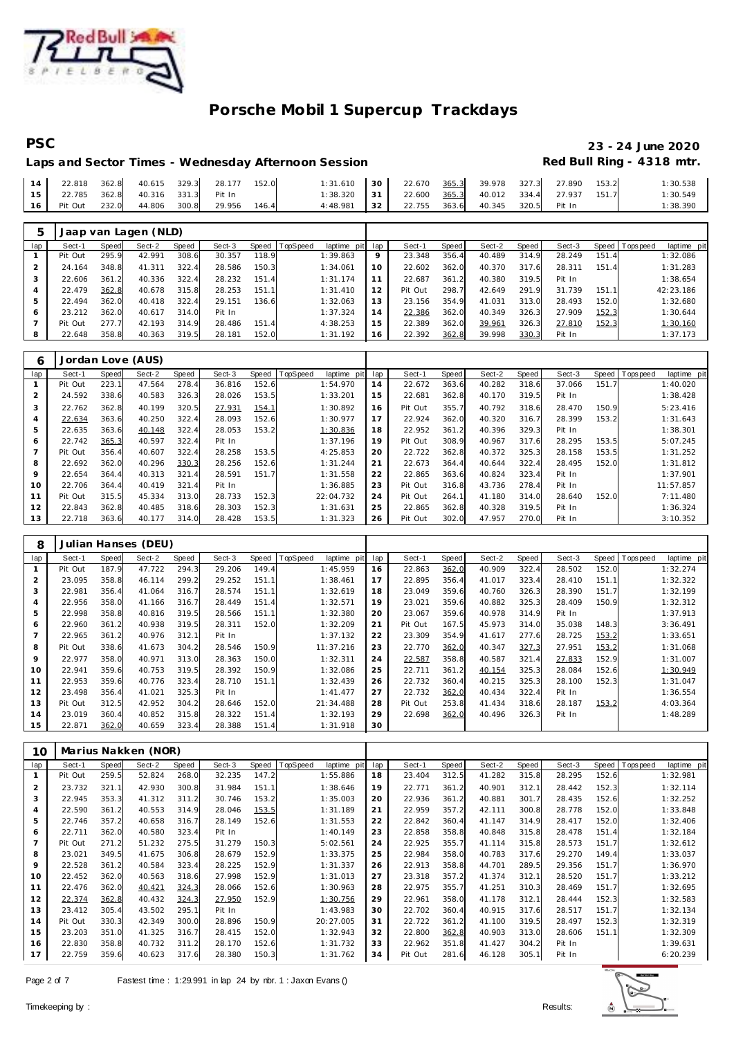# Porsche Mobil 1 Supercup Trackdays

**PSC** — **23 - 24 June 2020**

**Laps and Sector Times - Wednesday Afternoon Session** — **Red Bull Ring - 4318 mtr.**

| lap | Sect-1 | Speed | Sect-2 | Speed | Sect-3 | Speed | TopSpeed | laptime pit | lap | Sect-1 | Speed | Sect-2 | Speed | Sect-3 | Speed | Topspeed | laptime pit |
|---|---|---|---|---|---|---|---|---|---|---|---|---|---|---|---|---|---|
| 14 | 22.818 | 362.8 | 40.615 | 329.3 | 28.177 | 152.0 | | 1:31.610 | 30 | 22.670 | 365.3 | 39.978 | 327.3 | 27.890 | 153.2 | | 1:30.538 |
| 15 | 22.785 | 362.8 | 40.316 | 331.3 | Pit In | | | 1:38.320 | 31 | 22.600 | 365.3 | 40.012 | 334.4 | 27.937 | 151.7 | | 1:30.549 |
| 16 | Pit Out | 232.0 | 44.806 | 300.8 | 29.956 | 146.4 | | 4:48.981 | 32 | 22.755 | 363.6 | 40.345 | 320.5 | Pit In | | | 1:38.390 |

## 5 Jaap van Lagen (NLD)

| lap | Sect-1 | Speed | Sect-2 | Speed | Sect-3 | Speed | TopSpeed | laptime pit | lap | Sect-1 | Speed | Sect-2 | Speed | Sect-3 | Speed | Topspeed | laptime pit |
|---|---|---|---|---|---|---|---|---|---|---|---|---|---|---|---|---|---|
| 1 | Pit Out | 295.9 | 42.991 | 308.6 | 30.357 | 118.9 | | 1:39.863 | 9 | 23.348 | 356.4 | 40.489 | 314.9 | 28.249 | 151.4 | | 1:32.086 |
| 2 | 24.164 | 348.8 | 41.311 | 322.4 | 28.586 | 150.3 | | 1:34.061 | 10 | 22.602 | 362.0 | 40.370 | 317.6 | 28.311 | 151.4 | | 1:31.283 |
| 3 | 22.606 | 361.2 | 40.336 | 322.4 | 28.232 | 151.4 | | 1:31.174 | 11 | 22.687 | 361.2 | 40.380 | 319.5 | Pit In | | | 1:38.654 |
| 4 | 22.479 | 362.8 | 40.678 | 315.8 | 28.253 | 151.1 | | 1:31.410 | 12 | Pit Out | 298.7 | 42.649 | 291.9 | 31.739 | 151.1 | | 42:23.186 |
| 5 | 22.494 | 362.0 | 40.418 | 322.4 | 29.151 | 136.6 | | 1:32.063 | 13 | 23.156 | 354.9 | 41.031 | 313.0 | 28.493 | 152.0 | | 1:32.680 |
| 6 | 23.212 | 362.0 | 40.617 | 314.0 | Pit In | | | 1:37.324 | 14 | 22.386 | 362.0 | 40.349 | 326.3 | 27.909 | 152.3 | | 1:30.644 |
| 7 | Pit Out | 277.7 | 42.193 | 314.9 | 28.486 | 151.4 | | 4:38.253 | 15 | 22.389 | 362.0 | 39.961 | 326.3 | 27.810 | 152.3 | | 1:30.160 |
| 8 | 22.648 | 358.8 | 40.363 | 319.5 | 28.181 | 152.0 | | 1:31.192 | 16 | 22.392 | 362.8 | 39.998 | 330.3 | Pit In | | | 1:37.173 |

## 6 Jordan Love (AUS)

| lap | Sect-1 | Speed | Sect-2 | Speed | Sect-3 | Speed | TopSpeed | laptime pit | lap | Sect-1 | Speed | Sect-2 | Speed | Sect-3 | Speed | Topspeed | laptime pit |
|---|---|---|---|---|---|---|---|---|---|---|---|---|---|---|---|---|---|
| 1 | Pit Out | 223.1 | 47.564 | 278.4 | 36.816 | 152.6 | | 1:54.970 | 14 | 22.672 | 363.6 | 40.282 | 318.6 | 37.066 | 151.7 | | 1:40.020 |
| 2 | 24.592 | 338.6 | 40.583 | 326.3 | 28.026 | 153.5 | | 1:33.201 | 15 | 22.681 | 362.8 | 40.170 | 319.5 | Pit In | | | 1:38.428 |
| 3 | 22.762 | 362.8 | 40.199 | 320.5 | 27.931 | 154.1 | | 1:30.892 | 16 | Pit Out | 355.7 | 40.792 | 318.6 | 28.470 | 150.9 | | 5:23.416 |
| 4 | 22.634 | 363.6 | 40.250 | 322.4 | 28.093 | 152.6 | | 1:30.977 | 17 | 22.924 | 362.0 | 40.320 | 316.7 | 28.399 | 153.2 | | 1:31.643 |
| 5 | 22.635 | 363.6 | 40.148 | 322.4 | 28.053 | 153.2 | | 1:30.836 | 18 | 22.952 | 361.2 | 40.396 | 329.3 | Pit In | | | 1:38.301 |
| 6 | 22.742 | 365.3 | 40.597 | 322.4 | Pit In | | | 1:37.196 | 19 | Pit Out | 308.9 | 40.967 | 317.6 | 28.295 | 153.5 | | 5:07.245 |
| 7 | Pit Out | 356.4 | 40.607 | 322.4 | 28.258 | 153.5 | | 4:25.853 | 20 | 22.722 | 362.8 | 40.372 | 325.3 | 28.158 | 153.5 | | 1:31.252 |
| 8 | 22.692 | 362.0 | 40.296 | 330.3 | 28.256 | 152.6 | | 1:31.244 | 21 | 22.673 | 364.4 | 40.644 | 322.4 | 28.495 | 152.0 | | 1:31.812 |
| 9 | 22.654 | 364.4 | 40.313 | 321.4 | 28.591 | 151.7 | | 1:31.558 | 22 | 22.865 | 363.6 | 40.824 | 323.4 | Pit In | | | 1:37.901 |
| 10 | 22.706 | 364.4 | 40.419 | 321.4 | Pit In | | | 1:36.885 | 23 | Pit Out | 316.8 | 43.736 | 278.4 | Pit In | | | 11:57.857 |
| 11 | Pit Out | 315.5 | 45.334 | 313.0 | 28.733 | 152.3 | | 22:04.732 | 24 | Pit Out | 264.1 | 41.180 | 314.0 | 28.640 | 152.0 | | 7:11.480 |
| 12 | 22.843 | 362.8 | 40.485 | 318.6 | 28.303 | 152.3 | | 1:31.631 | 25 | 22.865 | 362.8 | 40.328 | 319.5 | Pit In | | | 1:36.324 |
| 13 | 22.718 | 363.6 | 40.177 | 314.0 | 28.428 | 153.5 | | 1:31.323 | 26 | Pit Out | 302.0 | 47.957 | 270.0 | Pit In | | | 3:10.352 |

## 8 Julian Hanses (DEU)

| lap | Sect-1 | Speed | Sect-2 | Speed | Sect-3 | Speed | TopSpeed | laptime pit | lap | Sect-1 | Speed | Sect-2 | Speed | Sect-3 | Speed | Topspeed | laptime pit |
|---|---|---|---|---|---|---|---|---|---|---|---|---|---|---|---|---|---|
| 1 | Pit Out | 187.9 | 47.722 | 294.3 | 29.206 | 149.4 | | 1:45.959 | 16 | 22.863 | 362.0 | 40.909 | 322.4 | 28.502 | 152.0 | | 1:32.274 |
| 2 | 23.095 | 358.8 | 46.114 | 299.2 | 29.252 | 151.1 | | 1:38.461 | 17 | 22.895 | 356.4 | 41.017 | 323.4 | 28.410 | 151.1 | | 1:32.322 |
| 3 | 22.981 | 356.4 | 41.064 | 316.7 | 28.574 | 151.1 | | 1:32.619 | 18 | 23.049 | 359.6 | 40.760 | 326.3 | 28.390 | 151.7 | | 1:32.199 |
| 4 | 22.956 | 358.0 | 41.166 | 316.7 | 28.449 | 151.4 | | 1:32.571 | 19 | 23.021 | 359.6 | 40.882 | 325.3 | 28.409 | 150.9 | | 1:32.312 |
| 5 | 22.998 | 358.8 | 40.816 | 319.5 | 28.566 | 151.1 | | 1:32.380 | 20 | 23.067 | 359.6 | 40.978 | 314.9 | Pit In | | | 1:37.913 |
| 6 | 22.960 | 361.2 | 40.938 | 319.5 | 28.311 | 152.0 | | 1:32.209 | 21 | Pit Out | 167.5 | 45.973 | 314.0 | 35.038 | 148.3 | | 3:36.491 |
| 7 | 22.965 | 361.2 | 40.976 | 312.1 | Pit In | | | 1:37.132 | 22 | 23.309 | 354.9 | 41.617 | 277.6 | 28.725 | 153.2 | | 1:33.651 |
| 8 | Pit Out | 338.6 | 41.673 | 304.2 | 28.546 | 150.9 | | 11:37.216 | 23 | 22.770 | 362.0 | 40.347 | 327.3 | 27.951 | 153.2 | | 1:31.068 |
| 9 | 22.977 | 358.0 | 40.971 | 313.0 | 28.363 | 150.0 | | 1:32.311 | 24 | 22.587 | 358.8 | 40.587 | 321.4 | 27.833 | 152.9 | | 1:31.007 |
| 10 | 22.941 | 359.6 | 40.753 | 319.5 | 28.392 | 150.9 | | 1:32.086 | 25 | 22.711 | 361.2 | 40.154 | 325.3 | 28.084 | 152.6 | | 1:30.949 |
| 11 | 22.953 | 359.6 | 40.776 | 323.4 | 28.710 | 151.1 | | 1:32.439 | 26 | 22.732 | 360.4 | 40.215 | 325.3 | 28.100 | 152.3 | | 1:31.047 |
| 12 | 23.498 | 356.4 | 41.021 | 325.3 | Pit In | | | 1:41.477 | 27 | 22.732 | 362.0 | 40.434 | 322.4 | Pit In | | | 1:36.554 |
| 13 | Pit Out | 312.5 | 42.952 | 304.2 | 28.646 | 152.0 | | 21:34.488 | 28 | Pit Out | 253.8 | 41.434 | 318.6 | 28.187 | 153.2 | | 4:03.364 |
| 14 | 23.019 | 360.4 | 40.852 | 315.8 | 28.322 | 151.4 | | 1:32.193 | 29 | 22.698 | 362.0 | 40.496 | 326.3 | Pit In | | | 1:48.289 |
| 15 | 22.871 | 362.0 | 40.659 | 323.4 | 28.388 | 151.4 | | 1:31.918 | 30 | | | | | | | | |

## 10 Marius Nakken (NOR)

| lap | Sect-1 | Speed | Sect-2 | Speed | Sect-3 | Speed | TopSpeed | laptime pit | lap | Sect-1 | Speed | Sect-2 | Speed | Sect-3 | Speed | Topspeed | laptime pit |
|---|---|---|---|---|---|---|---|---|---|---|---|---|---|---|---|---|---|
| 1 | Pit Out | 259.5 | 52.824 | 268.0 | 32.235 | 147.2 | | 1:55.886 | 18 | 23.404 | 312.5 | 41.282 | 315.8 | 28.295 | 152.6 | | 1:32.981 |
| 2 | 23.732 | 321.1 | 42.930 | 300.8 | 31.984 | 151.1 | | 1:38.646 | 19 | 22.771 | 361.2 | 40.901 | 312.1 | 28.442 | 152.3 | | 1:32.114 |
| 3 | 22.945 | 353.3 | 41.312 | 311.2 | 30.746 | 153.2 | | 1:35.003 | 20 | 22.936 | 361.2 | 40.881 | 301.7 | 28.435 | 152.6 | | 1:32.252 |
| 4 | 22.590 | 361.2 | 40.553 | 314.9 | 28.046 | 153.5 | | 1:31.189 | 21 | 22.959 | 357.2 | 42.111 | 300.8 | 28.778 | 152.0 | | 1:33.848 |
| 5 | 22.746 | 357.2 | 40.658 | 316.7 | 28.149 | 152.6 | | 1:31.553 | 22 | 22.842 | 360.4 | 41.147 | 314.9 | 28.417 | 152.0 | | 1:32.406 |
| 6 | 22.711 | 362.0 | 40.580 | 323.4 | Pit In | | | 1:40.149 | 23 | 22.858 | 358.8 | 40.848 | 315.8 | 28.478 | 151.4 | | 1:32.184 |
| 7 | Pit Out | 271.2 | 51.232 | 275.5 | 31.279 | 150.3 | | 5:02.561 | 24 | 22.925 | 355.7 | 41.114 | 315.8 | 28.573 | 151.7 | | 1:32.612 |
| 8 | 23.021 | 349.5 | 41.675 | 306.8 | 28.679 | 152.9 | | 1:33.375 | 25 | 22.984 | 358.0 | 40.783 | 317.6 | 29.270 | 149.4 | | 1:33.037 |
| 9 | 22.528 | 361.2 | 40.584 | 323.4 | 28.225 | 152.9 | | 1:31.337 | 26 | 22.913 | 358.8 | 44.701 | 289.5 | 29.356 | 151.7 | | 1:36.970 |
| 10 | 22.452 | 362.0 | 40.563 | 318.6 | 27.998 | 152.9 | | 1:31.013 | 27 | 23.318 | 357.2 | 41.374 | 312.1 | 28.520 | 151.7 | | 1:33.212 |
| 11 | 22.476 | 362.0 | 40.421 | 324.3 | 28.066 | 152.6 | | 1:30.963 | 28 | 22.975 | 355.7 | 41.251 | 310.3 | 28.469 | 151.7 | | 1:32.695 |
| 12 | 22.374 | 362.8 | 40.432 | 324.3 | 27.950 | 152.9 | | 1:30.756 | 29 | 22.961 | 358.0 | 41.178 | 312.1 | 28.444 | 152.3 | | 1:32.583 |
| 13 | 23.412 | 305.4 | 43.502 | 295.1 | Pit In | | | 1:43.983 | 30 | 22.702 | 360.4 | 40.915 | 317.6 | 28.517 | 151.7 | | 1:32.134 |
| 14 | Pit Out | 330.3 | 42.349 | 300.0 | 28.896 | 150.9 | | 20:27.005 | 31 | 22.722 | 361.2 | 41.100 | 319.5 | 28.497 | 152.3 | | 1:32.319 |
| 15 | 23.203 | 351.0 | 41.325 | 316.7 | 28.415 | 152.0 | | 1:32.943 | 32 | 22.800 | 362.8 | 40.903 | 313.0 | 28.606 | 151.1 | | 1:32.309 |
| 16 | 22.830 | 358.8 | 40.732 | 311.2 | 28.170 | 152.6 | | 1:31.732 | 33 | 22.962 | 351.8 | 41.427 | 304.2 | Pit In | | | 1:39.631 |
| 17 | 22.759 | 359.6 | 40.623 | 317.6 | 28.380 | 150.3 | | 1:31.762 | 34 | Pit Out | 281.6 | 46.128 | 305.1 | Pit In | | | 6:20.239 |

Fastest time : 1:29.991 in lap 24 by nbr. 1 : Jaxon Evans ()

Timekeeping by : Results: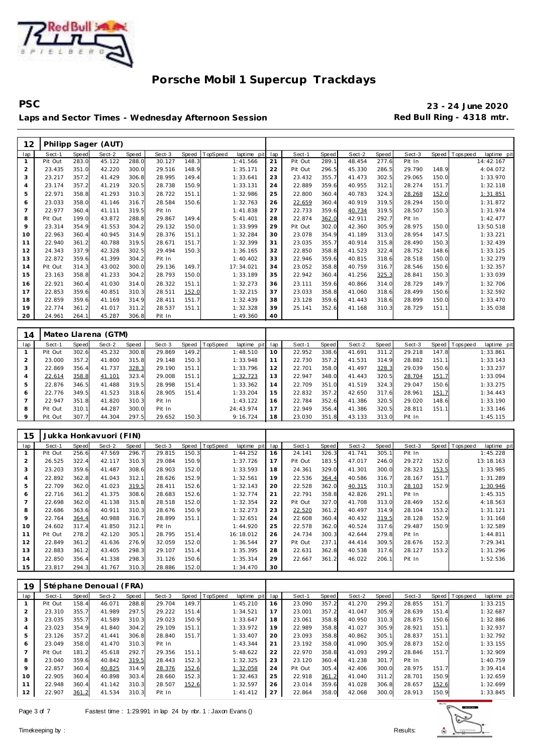# Porsche Mobil 1 Supercup Trackdays

**PSC** | **23 - 24 June 2020**

**Laps and Sector Times - Wednesday Afternoon Session** | **Red Bull Ring - 4318 mtr.**

## 12 Philipp Sager (AUT)

| lap | Sect-1 | Speed | Sect-2 | Speed | Sect-3 | Speed | TopSpeed | laptime pit | lap | Sect-1 | Speed | Sect-2 | Speed | Sect-3 | Speed | Topspeed | laptime pit |
|---|---|---|---|---|---|---|---|---|---|---|---|---|---|---|---|---|---|
| 1 | Pit Out | 283.0 | 45.122 | 288.0 | 30.127 | 148.3 | | 1:41.566 | 21 | Pit Out | 289.1 | 48.454 | 277.6 | Pit In | | | 14:42.167 |
| 2 | 23.435 | 351.0 | 42.220 | 300.0 | 29.516 | 148.9 | | 1:35.171 | 22 | Pit Out | 296.5 | 45.330 | 286.5 | 29.790 | 148.9 | | 4:04.072 |
| 3 | 23.217 | 357.2 | 41.429 | 306.8 | 28.995 | 149.4 | | 1:33.641 | 23 | 23.432 | 355.7 | 41.473 | 302.5 | 29.065 | 150.0 | | 1:33.970 |
| 4 | 23.174 | 357.2 | 41.219 | 320.5 | 28.738 | 150.9 | | 1:33.131 | 24 | 22.889 | 359.6 | 40.955 | 312.1 | 28.274 | 151.7 | | 1:32.118 |
| 5 | 22.971 | 358.8 | 41.293 | 310.3 | 28.722 | 151.1 | | 1:32.986 | 25 | 22.800 | 360.4 | 40.783 | 324.3 | 28.268 | 152.0 | | 1:31.851 |
| 6 | 23.033 | 358.0 | 41.146 | 316.7 | 28.584 | 150.6 | | 1:32.763 | 26 | 22.659 | 360.4 | 40.919 | 319.5 | 28.294 | 150.0 | | 1:31.872 |
| 7 | 22.977 | 360.4 | 41.111 | 319.5 | Pit In | | | 1:41.838 | 27 | 22.733 | 359.6 | 40.734 | 319.5 | 28.507 | 150.3 | | 1:31.974 |
| 8 | Pit Out | 199.0 | 43.872 | 288.8 | 29.867 | 149.4 | | 5:41.401 | 28 | 22.874 | 362.0 | 42.911 | 292.7 | Pit In | | | 1:42.477 |
| 9 | 23.314 | 354.9 | 41.553 | 304.2 | 29.132 | 150.0 | | 1:33.999 | 29 | Pit Out | 302.0 | 42.360 | 305.9 | 28.975 | 150.0 | | 13:50.518 |
| 10 | 22.963 | 360.4 | 40.945 | 314.9 | 28.376 | 151.1 | | 1:32.284 | 30 | 23.078 | 354.9 | 41.189 | 313.0 | 28.954 | 147.5 | | 1:33.221 |
| 11 | 22.940 | 361.2 | 40.788 | 319.5 | 28.671 | 151.7 | | 1:32.399 | 31 | 23.035 | 355.7 | 40.914 | 315.8 | 28.490 | 150.3 | | 1:32.439 |
| 12 | 24.343 | 337.9 | 42.328 | 302.5 | 29.494 | 150.3 | | 1:36.165 | 32 | 22.850 | 358.8 | 41.523 | 322.4 | 28.752 | 148.6 | | 1:33.125 |
| 13 | 22.872 | 359.6 | 41.399 | 304.2 | Pit In | | | 1:40.402 | 33 | 22.946 | 359.6 | 40.815 | 318.6 | 28.518 | 150.0 | | 1:32.279 |
| 14 | Pit Out | 314.3 | 43.002 | 300.0 | 29.136 | 149.7 | | 17:34.021 | 34 | 23.052 | 358.8 | 40.759 | 316.7 | 28.546 | 150.6 | | 1:32.357 |
| 15 | 23.163 | 358.8 | 41.233 | 304.2 | 28.793 | 150.0 | | 1:33.189 | 35 | 22.942 | 360.4 | 41.256 | 325.3 | 28.841 | 150.3 | | 1:33.039 |
| 16 | 22.921 | 360.4 | 41.030 | 314.0 | 28.322 | 151.1 | | 1:32.273 | 36 | 23.111 | 359.6 | 40.866 | 314.0 | 28.729 | 149.7 | | 1:32.706 |
| 17 | 22.853 | 359.6 | 40.851 | 310.3 | 28.511 | 152.0 | | 1:32.215 | 37 | 23.033 | 358.8 | 41.060 | 318.6 | 28.499 | 150.6 | | 1:32.592 |
| 18 | 22.859 | 359.6 | 41.169 | 314.9 | 28.411 | 151.7 | | 1:32.439 | 38 | 23.128 | 359.6 | 41.443 | 318.6 | 28.899 | 150.0 | | 1:33.470 |
| 19 | 22.774 | 361.2 | 41.017 | 311.2 | 28.537 | 151.1 | | 1:32.328 | 39 | 25.141 | 352.6 | 41.168 | 310.3 | 28.729 | 151.1 | | 1:35.038 |
| 20 | 24.961 | 264.1 | 45.287 | 306.8 | Pit In | | | 1:49.360 | 40 | | | | | | | | |

## 14 Mateo Llarena (GTM)

| lap | Sect-1 | Speed | Sect-2 | Speed | Sect-3 | Speed | TopSpeed | laptime pit | lap | Sect-1 | Speed | Sect-2 | Speed | Sect-3 | Speed | Topspeed | laptime pit |
|---|---|---|---|---|---|---|---|---|---|---|---|---|---|---|---|---|---|
| 1 | Pit Out | 302.6 | 45.232 | 300.8 | 29.869 | 149.2 | | 1:48.510 | 10 | 22.952 | 338.6 | 41.691 | 311.2 | 29.218 | 147.8 | | 1:33.861 |
| 2 | 23.000 | 357.2 | 41.800 | 315.8 | 29.148 | 150.3 | | 1:33.948 | 11 | 22.730 | 357.2 | 41.531 | 314.9 | 28.882 | 151.1 | | 1:33.143 |
| 3 | 22.869 | 356.4 | 41.737 | 328.3 | 29.190 | 151.1 | | 1:33.796 | 12 | 22.701 | 358.0 | 41.497 | 328.3 | 29.039 | 150.6 | | 1:33.237 |
| 4 | 22.614 | 358.8 | 41.101 | 323.4 | 29.008 | 151.1 | | 1:32.723 | 13 | 22.947 | 348.0 | 41.443 | 320.5 | 28.704 | 151.7 | | 1:33.094 |
| 5 | 22.876 | 346.5 | 41.488 | 319.5 | 28.998 | 151.4 | | 1:33.362 | 14 | 22.709 | 351.0 | 41.519 | 324.3 | 29.047 | 150.6 | | 1:33.275 |
| 6 | 22.776 | 349.5 | 41.523 | 318.6 | 28.905 | 151.4 | | 1:33.204 | 15 | 22.832 | 357.2 | 42.650 | 317.6 | 28.961 | 151.7 | | 1:34.443 |
| 7 | 22.947 | 351.8 | 41.820 | 310.3 | Pit In | | | 1:43.122 | 16 | 22.784 | 352.6 | 41.386 | 320.5 | 29.020 | 148.6 | | 1:33.190 |
| 8 | Pit Out | 310.1 | 44.287 | 300.0 | Pit In | | | 24:43.974 | 17 | 22.949 | 356.4 | 41.386 | 320.5 | 28.811 | 151.1 | | 1:33.146 |
| 9 | Pit Out | 307.7 | 44.304 | 297.5 | 29.652 | 150.3 | | 9:16.724 | 18 | 23.030 | 351.8 | 43.133 | 313.0 | Pit In | | | 1:45.115 |

## 15 Jukka Honkavuori (FIN)

| lap | Sect-1 | Speed | Sect-2 | Speed | Sect-3 | Speed | TopSpeed | laptime pit | lap | Sect-1 | Speed | Sect-2 | Speed | Sect-3 | Speed | Topspeed | laptime pit |
|---|---|---|---|---|---|---|---|---|---|---|---|---|---|---|---|---|---|
| 1 | Pit Out | 256.6 | 47.569 | 296.7 | 29.815 | 150.3 | | 1:44.252 | 16 | 24.141 | 326.3 | 41.741 | 305.1 | Pit In | | | 1:45.228 |
| 2 | 26.525 | 322.4 | 42.117 | 310.3 | 29.084 | 150.9 | | 1:37.726 | 17 | Pit Out | 183.5 | 47.017 | 246.0 | 29.272 | 152.0 | | 13:18.163 |
| 3 | 23.203 | 359.6 | 41.487 | 308.6 | 28.903 | 152.0 | | 1:33.593 | 18 | 24.361 | 329.0 | 41.301 | 300.0 | 28.323 | 153.5 | | 1:33.985 |
| 4 | 22.892 | 362.8 | 41.043 | 312.1 | 28.626 | 152.9 | | 1:32.561 | 19 | 22.536 | 364.4 | 40.586 | 316.7 | 28.167 | 151.7 | | 1:31.289 |
| 5 | 22.709 | 362.0 | 41.023 | 319.5 | 28.411 | 152.6 | | 1:32.143 | 20 | 22.528 | 362.0 | 40.315 | 310.3 | 28.103 | 152.9 | | 1:30.946 |
| 6 | 22.716 | 361.2 | 41.375 | 308.6 | 28.683 | 152.6 | | 1:32.774 | 21 | 22.791 | 358.8 | 42.826 | 291.1 | Pit In | | | 1:45.315 |
| 7 | 22.698 | 362.0 | 41.138 | 315.8 | 28.518 | 152.0 | | 1:32.354 | 22 | Pit Out | 327.0 | 41.708 | 313.0 | 28.469 | 152.6 | | 4:18.563 |
| 8 | 22.686 | 363.6 | 40.911 | 310.3 | 28.676 | 150.9 | | 1:32.273 | 23 | 22.520 | 361.2 | 40.497 | 314.9 | 28.104 | 153.2 | | 1:31.121 |
| 9 | 22.764 | 364.4 | 40.988 | 316.7 | 28.899 | 151.1 | | 1:32.651 | 24 | 22.608 | 360.4 | 40.432 | 319.5 | 28.128 | 152.9 | | 1:31.168 |
| 10 | 24.602 | 317.4 | 41.850 | 312.1 | Pit In | | | 1:44.920 | 25 | 22.578 | 362.0 | 40.524 | 317.6 | 29.487 | 150.9 | | 1:32.589 |
| 11 | Pit Out | 278.2 | 42.120 | 305.1 | 28.795 | 151.4 | | 16:18.012 | 26 | 24.734 | 300.3 | 42.644 | 279.8 | Pit In | | | 1:44.811 |
| 12 | 22.849 | 361.2 | 41.636 | 276.9 | 32.059 | 152.0 | | 1:36.544 | 27 | Pit Out | 237.1 | 44.414 | 309.5 | 28.676 | 152.3 | | 7:29.341 |
| 13 | 22.883 | 361.2 | 43.405 | 298.3 | 29.107 | 151.4 | | 1:35.395 | 28 | 22.631 | 362.8 | 40.538 | 317.6 | 28.127 | 153.2 | | 1:31.296 |
| 14 | 22.850 | 356.4 | 41.338 | 298.3 | 31.126 | 150.6 | | 1:35.314 | 29 | 22.667 | 361.2 | 46.022 | 206.1 | Pit In | | | 1:52.536 |
| 15 | 23.817 | 294.3 | 41.767 | 310.3 | 28.886 | 152.0 | | 1:34.470 | 30 | | | | | | | | |

## 19 Stéphane Denoual (FRA)

| lap | Sect-1 | Speed | Sect-2 | Speed | Sect-3 | Speed | TopSpeed | laptime pit | lap | Sect-1 | Speed | Sect-2 | Speed | Sect-3 | Speed | Topspeed | laptime pit |
|---|---|---|---|---|---|---|---|---|---|---|---|---|---|---|---|---|---|
| 1 | Pit Out | 158.4 | 46.071 | 288.8 | 29.704 | 149.7 | | 1:45.210 | 16 | 23.090 | 357.2 | 41.270 | 299.2 | 28.855 | 151.7 | | 1:33.215 |
| 2 | 23.310 | 355.7 | 41.989 | 297.5 | 29.222 | 151.4 | | 1:34.521 | 17 | 23.001 | 357.2 | 41.047 | 305.9 | 28.639 | 151.4 | | 1:32.687 |
| 3 | 23.035 | 355.7 | 41.589 | 310.3 | 29.023 | 150.9 | | 1:33.647 | 18 | 23.061 | 358.8 | 40.950 | 310.3 | 28.875 | 150.6 | | 1:32.886 |
| 4 | 23.023 | 354.9 | 41.840 | 304.2 | 29.109 | 151.1 | | 1:33.972 | 19 | 22.989 | 358.8 | 41.027 | 305.9 | 28.921 | 151.1 | | 1:32.937 |
| 5 | 23.126 | 357.2 | 41.441 | 306.8 | 28.840 | 151.7 | | 1:33.407 | 20 | 23.093 | 358.8 | 40.862 | 305.1 | 28.837 | 151.1 | | 1:32.792 |
| 6 | 23.049 | 358.0 | 41.470 | 310.3 | Pit In | | | 1:43.344 | 21 | 23.192 | 358.0 | 41.090 | 305.9 | 28.873 | 152.0 | | 1:33.155 |
| 7 | Pit Out | 181.2 | 45.618 | 292.7 | 29.356 | 151.1 | | 5:48.622 | 22 | 22.970 | 358.8 | 41.093 | 299.2 | 28.846 | 151.7 | | 1:32.909 |
| 8 | 23.040 | 359.6 | 40.842 | 319.5 | 28.443 | 152.3 | | 1:32.325 | 23 | 23.120 | 360.4 | 41.238 | 301.7 | Pit In | | | 1:40.759 |
| 9 | 22.857 | 360.4 | 40.825 | 314.9 | 28.376 | 152.6 | | 1:32.058 | 24 | Pit Out | 305.4 | 42.406 | 300.0 | 28.975 | 151.7 | | 3:39.414 |
| 10 | 22.905 | 360.4 | 40.898 | 303.4 | 28.660 | 152.3 | | 1:32.463 | 25 | 22.918 | 361.2 | 41.040 | 311.2 | 28.701 | 150.9 | | 1:32.659 |
| 11 | 22.948 | 360.4 | 41.142 | 310.3 | 28.507 | 152.6 | | 1:32.597 | 26 | 23.014 | 359.6 | 41.028 | 306.8 | 28.657 | 152.6 | | 1:32.699 |
| 12 | 22.907 | 361.2 | 41.534 | 310.3 | Pit In | | | 1:41.412 | 27 | 22.864 | 358.0 | 42.068 | 300.0 | 28.913 | 150.9 | | 1:33.845 |

Fastest time : 1:29.991 in lap 24 by nbr. 1 : Jaxon Evans ()

Timekeeping by : Results: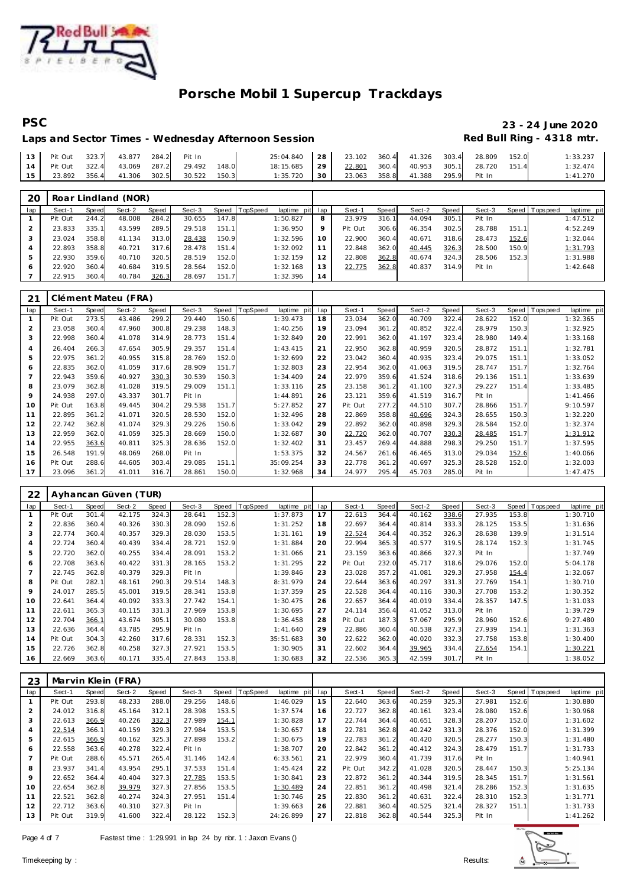# Porsche Mobil 1 Supercup Trackdays

**PSC** — **23 - 24 June 2020**

**Laps and Sector Times - Wednesday Afternoon Session** — **Red Bull Ring - 4318 mtr.**

| lap | Sect-1 | Speed | Sect-2 | Speed | Sect-3 | Speed | TopSpeed | laptime pit | lap | Sect-1 | Speed | Sect-2 | Speed | Sect-3 | Speed | Topspeed | laptime pit |
|---|---|---|---|---|---|---|---|---|---|---|---|---|---|---|---|---|---|
| 13 | Pit Out | 323.7 | 43.877 | 284.2 | Pit In | | | 25:04.840 | 28 | 23.102 | 360.4 | 41.326 | 303.4 | 28.809 | 152.0 | | 1:33.237 |
| 14 | Pit Out | 322.4 | 43.069 | 287.2 | 29.492 | 148.0 | | 18:15.685 | 29 | 22.801 | 360.4 | 40.953 | 305.1 | 28.720 | 151.4 | | 1:32.474 |
| 15 | 23.892 | 356.4 | 41.306 | 302.5 | 30.522 | 150.3 | | 1:35.720 | 30 | 23.063 | 358.8 | 41.388 | 295.9 | Pit In | | | 1:41.270 |

## 20 Roar Lindland (NOR)

| lap | Sect-1 | Speed | Sect-2 | Speed | Sect-3 | Speed | TopSpeed | laptime pit | lap | Sect-1 | Speed | Sect-2 | Speed | Sect-3 | Speed | Topspeed | laptime pit |
|---|---|---|---|---|---|---|---|---|---|---|---|---|---|---|---|---|---|
| 1 | Pit Out | 244.2 | 48.008 | 284.2 | 30.655 | 147.8 | | 1:50.827 | 8 | 23.979 | 316.1 | 44.094 | 305.1 | Pit In | | | 1:47.512 |
| 2 | 23.833 | 335.1 | 43.599 | 289.5 | 29.518 | 151.1 | | 1:36.950 | 9 | Pit Out | 306.6 | 46.354 | 302.5 | 28.788 | 151.1 | | 4:52.249 |
| 3 | 23.024 | 358.8 | 41.134 | 313.0 | 28.438 | 150.9 | | 1:32.596 | 10 | 22.900 | 360.4 | 40.671 | 318.6 | 28.473 | 152.6 | | 1:32.044 |
| 4 | 22.893 | 358.8 | 40.721 | 317.6 | 28.478 | 151.4 | | 1:32.092 | 11 | 22.848 | 362.0 | 40.445 | 326.3 | 28.500 | 150.9 | | 1:31.793 |
| 5 | 22.930 | 359.6 | 40.710 | 320.5 | 28.519 | 152.0 | | 1:32.159 | 12 | 22.808 | 362.8 | 40.674 | 324.3 | 28.506 | 152.3 | | 1:31.988 |
| 6 | 22.920 | 360.4 | 40.684 | 319.5 | 28.564 | 152.0 | | 1:32.168 | 13 | 22.775 | 362.8 | 40.837 | 314.9 | Pit In | | | 1:42.648 |
| 7 | 22.915 | 360.4 | 40.784 | 326.3 | 28.697 | 151.7 | | 1:32.396 | 14 | | | | | | | | |

## 21 Clément Mateu (FRA)

| lap | Sect-1 | Speed | Sect-2 | Speed | Sect-3 | Speed | TopSpeed | laptime pit | lap | Sect-1 | Speed | Sect-2 | Speed | Sect-3 | Speed | Topspeed | laptime pit |
|---|---|---|---|---|---|---|---|---|---|---|---|---|---|---|---|---|---|
| 1 | Pit Out | 273.5 | 43.486 | 299.2 | 29.440 | 150.6 | | 1:39.473 | 18 | 23.034 | 362.0 | 40.709 | 322.4 | 28.622 | 152.0 | | 1:32.365 |
| 2 | 23.058 | 360.4 | 47.960 | 300.8 | 29.238 | 148.3 | | 1:40.256 | 19 | 23.094 | 361.2 | 40.852 | 322.4 | 28.979 | 150.3 | | 1:32.925 |
| 3 | 22.998 | 360.4 | 41.078 | 314.9 | 28.773 | 151.4 | | 1:32.849 | 20 | 22.991 | 362.0 | 41.197 | 323.4 | 28.980 | 149.4 | | 1:33.168 |
| 4 | 26.404 | 266.3 | 47.654 | 305.9 | 29.357 | 151.4 | | 1:43.415 | 21 | 22.950 | 362.8 | 40.959 | 320.5 | 28.872 | 151.1 | | 1:32.781 |
| 5 | 22.975 | 361.2 | 40.955 | 315.8 | 28.769 | 152.0 | | 1:32.699 | 22 | 23.042 | 360.4 | 40.935 | 323.4 | 29.075 | 151.1 | | 1:33.052 |
| 6 | 22.835 | 362.0 | 41.059 | 317.6 | 28.909 | 151.7 | | 1:32.803 | 23 | 22.954 | 362.0 | 41.063 | 319.5 | 28.747 | 151.7 | | 1:32.764 |
| 7 | 22.943 | 359.6 | 40.927 | 330.3 | 30.539 | 150.3 | | 1:34.409 | 24 | 22.979 | 359.6 | 41.524 | 318.6 | 29.136 | 151.1 | | 1:33.639 |
| 8 | 23.079 | 362.8 | 41.028 | 319.5 | 29.009 | 151.1 | | 1:33.116 | 25 | 23.158 | 361.2 | 41.100 | 327.3 | 29.227 | 151.4 | | 1:33.485 |
| 9 | 24.938 | 297.0 | 43.337 | 301.7 | Pit In | | | 1:44.891 | 26 | 23.121 | 359.6 | 41.519 | 316.7 | Pit In | | | 1:41.466 |
| 10 | Pit Out | 163.8 | 49.445 | 304.2 | 29.538 | 151.7 | | 5:27.852 | 27 | Pit Out | 277.2 | 44.510 | 307.7 | 28.866 | 151.7 | | 9:10.597 |
| 11 | 22.895 | 361.2 | 41.071 | 320.5 | 28.530 | 152.0 | | 1:32.496 | 28 | 22.869 | 358.8 | 40.696 | 324.3 | 28.655 | 150.3 | | 1:32.220 |
| 12 | 22.742 | 362.8 | 41.074 | 329.3 | 29.226 | 150.6 | | 1:33.042 | 29 | 22.892 | 362.0 | 40.898 | 329.3 | 28.584 | 152.0 | | 1:32.374 |
| 13 | 22.959 | 362.0 | 41.059 | 325.3 | 28.669 | 150.0 | | 1:32.687 | 30 | 22.720 | 362.0 | 40.707 | 330.3 | 28.485 | 151.7 | | 1:31.912 |
| 14 | 22.955 | 363.6 | 40.811 | 325.3 | 28.636 | 152.0 | | 1:32.402 | 31 | 23.457 | 269.4 | 44.888 | 298.3 | 29.250 | 151.7 | | 1:37.595 |
| 15 | 26.548 | 191.9 | 48.069 | 268.0 | Pit In | | | 1:53.375 | 32 | 24.567 | 261.6 | 46.465 | 313.0 | 29.034 | 152.6 | | 1:40.066 |
| 16 | Pit Out | 288.6 | 44.605 | 303.4 | 29.085 | 151.1 | | 35:09.254 | 33 | 22.778 | 361.2 | 40.697 | 325.3 | 28.528 | 152.0 | | 1:32.003 |
| 17 | 23.096 | 361.2 | 41.011 | 316.7 | 28.861 | 150.0 | | 1:32.968 | 34 | 24.977 | 295.4 | 45.703 | 285.0 | Pit In | | | 1:47.475 |

## 22 Ayhancan Güven (TUR)

| lap | Sect-1 | Speed | Sect-2 | Speed | Sect-3 | Speed | TopSpeed | laptime pit | lap | Sect-1 | Speed | Sect-2 | Speed | Sect-3 | Speed | Topspeed | laptime pit |
|---|---|---|---|---|---|---|---|---|---|---|---|---|---|---|---|---|---|
| 1 | Pit Out | 301.4 | 42.175 | 324.3 | 28.641 | 152.3 | | 1:37.873 | 17 | 22.613 | 364.4 | 40.162 | 338.6 | 27.935 | 153.8 | | 1:30.710 |
| 2 | 22.836 | 360.4 | 40.326 | 330.3 | 28.090 | 152.6 | | 1:31.252 | 18 | 22.697 | 364.4 | 40.814 | 333.3 | 28.125 | 153.5 | | 1:31.636 |
| 3 | 22.774 | 360.4 | 40.357 | 329.3 | 28.030 | 153.5 | | 1:31.161 | 19 | 22.524 | 364.4 | 40.352 | 326.3 | 28.638 | 139.9 | | 1:31.514 |
| 4 | 22.724 | 360.4 | 40.439 | 334.4 | 28.721 | 152.9 | | 1:31.884 | 20 | 22.994 | 365.3 | 40.577 | 319.5 | 28.174 | 152.3 | | 1:31.745 |
| 5 | 22.720 | 362.0 | 40.255 | 334.4 | 28.091 | 153.2 | | 1:31.066 | 21 | 23.159 | 363.6 | 40.866 | 327.3 | Pit In | | | 1:37.749 |
| 6 | 22.708 | 363.6 | 40.422 | 331.3 | 28.165 | 153.2 | | 1:31.295 | 22 | Pit Out | 232.0 | 45.717 | 318.6 | 29.076 | 152.0 | | 5:04.178 |
| 7 | 22.745 | 362.8 | 40.379 | 329.3 | Pit In | | | 1:39.846 | 23 | 23.028 | 357.2 | 41.081 | 329.3 | 27.958 | 154.4 | | 1:32.067 |
| 8 | Pit Out | 282.1 | 48.161 | 290.3 | 29.514 | 148.3 | | 8:31.979 | 24 | 22.644 | 363.6 | 40.297 | 331.3 | 27.769 | 154.1 | | 1:30.710 |
| 9 | 24.017 | 285.5 | 45.001 | 319.5 | 28.341 | 153.8 | | 1:37.359 | 25 | 22.528 | 364.4 | 40.116 | 330.3 | 27.708 | 153.2 | | 1:30.352 |
| 10 | 22.641 | 364.4 | 40.092 | 333.3 | 27.742 | 154.1 | | 1:30.475 | 26 | 22.657 | 364.4 | 40.019 | 334.4 | 28.357 | 147.5 | | 1:31.033 |
| 11 | 22.611 | 365.3 | 40.115 | 331.3 | 27.969 | 153.8 | | 1:30.695 | 27 | 24.114 | 356.4 | 41.052 | 313.0 | Pit In | | | 1:39.729 |
| 12 | 22.704 | 366.1 | 43.674 | 305.1 | 30.080 | 153.8 | | 1:36.458 | 28 | Pit Out | 187.3 | 57.067 | 295.9 | 28.960 | 152.6 | | 9:27.480 |
| 13 | 22.636 | 364.4 | 43.785 | 295.9 | Pit In | | | 1:41.640 | 29 | 22.886 | 360.4 | 40.538 | 327.3 | 27.939 | 154.1 | | 1:31.363 |
| 14 | Pit Out | 304.3 | 42.260 | 317.6 | 28.331 | 152.3 | | 35:51.683 | 30 | 22.622 | 362.0 | 40.020 | 332.3 | 27.758 | 153.8 | | 1:30.400 |
| 15 | 22.726 | 362.8 | 40.258 | 327.3 | 27.921 | 153.5 | | 1:30.905 | 31 | 22.602 | 364.4 | 39.965 | 334.4 | 27.654 | 154.1 | | 1:30.221 |
| 16 | 22.669 | 363.6 | 40.171 | 335.4 | 27.843 | 153.8 | | 1:30.683 | 32 | 22.536 | 365.3 | 42.599 | 301.7 | Pit In | | | 1:38.052 |

## 23 Marvin Klein (FRA)

| lap | Sect-1 | Speed | Sect-2 | Speed | Sect-3 | Speed | TopSpeed | laptime pit | lap | Sect-1 | Speed | Sect-2 | Speed | Sect-3 | Speed | Topspeed | laptime pit |
|---|---|---|---|---|---|---|---|---|---|---|---|---|---|---|---|---|---|
| 1 | Pit Out | 293.8 | 48.233 | 288.0 | 29.256 | 148.6 | | 1:46.029 | 15 | 22.640 | 363.6 | 40.259 | 325.3 | 27.981 | 152.6 | | 1:30.880 |
| 2 | 24.012 | 316.8 | 45.164 | 312.1 | 28.398 | 153.5 | | 1:37.574 | 16 | 22.727 | 362.8 | 40.161 | 323.4 | 28.080 | 152.6 | | 1:30.968 |
| 3 | 22.613 | 366.9 | 40.226 | 332.3 | 27.989 | 154.1 | | 1:30.828 | 17 | 22.744 | 364.4 | 40.651 | 328.3 | 28.207 | 152.0 | | 1:31.602 |
| 4 | 22.514 | 366.1 | 40.159 | 329.3 | 27.984 | 153.5 | | 1:30.657 | 18 | 22.781 | 362.8 | 40.242 | 331.3 | 28.376 | 152.0 | | 1:31.399 |
| 5 | 22.615 | 366.9 | 40.162 | 325.3 | 27.898 | 153.2 | | 1:30.675 | 19 | 22.783 | 361.2 | 40.420 | 320.5 | 28.277 | 150.3 | | 1:31.480 |
| 6 | 22.558 | 363.6 | 40.278 | 322.4 | Pit In | | | 1:38.707 | 20 | 22.842 | 361.2 | 40.412 | 324.3 | 28.479 | 151.7 | | 1:31.733 |
| 7 | Pit Out | 288.6 | 45.571 | 265.4 | 31.146 | 142.4 | | 6:33.561 | 21 | 22.979 | 360.4 | 41.739 | 317.6 | Pit In | | | 1:40.941 |
| 8 | 23.937 | 341.4 | 43.954 | 295.1 | 37.533 | 151.4 | | 1:45.424 | 22 | Pit Out | 342.2 | 41.028 | 320.5 | 28.447 | 150.3 | | 5:25.134 |
| 9 | 22.652 | 364.4 | 40.404 | 327.3 | 27.785 | 153.5 | | 1:30.841 | 23 | 22.872 | 361.2 | 40.344 | 319.5 | 28.345 | 151.7 | | 1:31.561 |
| 10 | 22.654 | 362.8 | 39.979 | 327.3 | 27.856 | 153.5 | | 1:30.489 | 24 | 22.851 | 361.2 | 40.498 | 321.4 | 28.286 | 152.3 | | 1:31.635 |
| 11 | 22.521 | 362.8 | 40.274 | 324.3 | 27.951 | 151.4 | | 1:30.746 | 25 | 22.830 | 361.2 | 40.631 | 322.4 | 28.310 | 152.3 | | 1:31.771 |
| 12 | 22.712 | 363.6 | 40.310 | 327.3 | Pit In | | | 1:39.663 | 26 | 22.881 | 360.4 | 40.525 | 321.4 | 28.327 | 151.1 | | 1:31.733 |
| 13 | Pit Out | 319.9 | 41.600 | 322.4 | 28.122 | 152.3 | | 24:26.899 | 27 | 22.818 | 362.8 | 40.544 | 325.3 | Pit In | | | 1:41.262 |

Fastest time : 1:29.991 in lap 24 by nbr. 1 : Jaxon Evans ()

Timekeeping by : Results: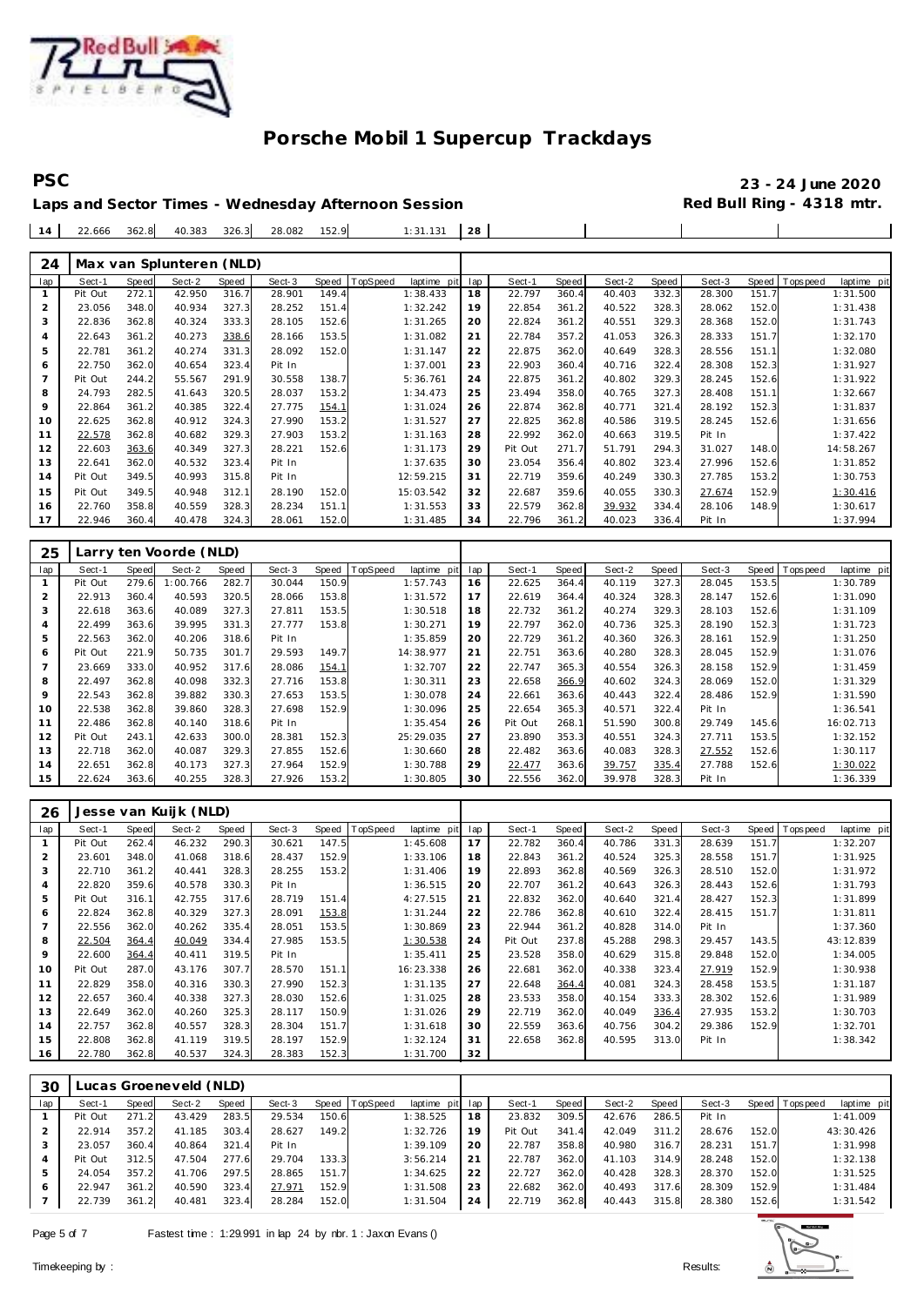# Porsche Mobil 1 Supercup Trackdays

**PSC** — **23 - 24 June 2020**

**Laps and Sector Times - Wednesday Afternoon Session** — **Red Bull Ring - 4318 mtr.**

| 14 | 22.666 | 362.8 | 40.383 | 326.3 | 28.082 | 152.9 | | 1:31.131 | 28 | | | | | | | | |
|---|---|---|---|---|---|---|---|---|---|---|---|---|---|---|---|---|---|

**24 Max van Splunteren (NLD)**

| lap | Sect-1 | Speed | Sect-2 | Speed | Sect-3 | Speed | TopSpeed | laptime pit | lap | Sect-1 | Speed | Sect-2 | Speed | Sect-3 | Speed | Topspeed | laptime pit |
|---|---|---|---|---|---|---|---|---|---|---|---|---|---|---|---|---|---|
| 1 | Pit Out | 272.1 | 42.950 | 316.7 | 28.901 | 149.4 | | 1:38.433 | 18 | 22.797 | 360.4 | 40.403 | 332.3 | 28.300 | 151.7 | | 1:31.500 |
| 2 | 23.056 | 348.0 | 40.934 | 327.3 | 28.252 | 151.4 | | 1:32.242 | 19 | 22.854 | 361.2 | 40.522 | 328.3 | 28.062 | 152.0 | | 1:31.438 |
| 3 | 22.836 | 362.8 | 40.324 | 333.3 | 28.105 | 152.6 | | 1:31.265 | 20 | 22.824 | 361.2 | 40.551 | 329.3 | 28.368 | 152.0 | | 1:31.743 |
| 4 | 22.643 | 361.2 | 40.273 | 338.6 | 28.166 | 153.5 | | 1:31.082 | 21 | 22.784 | 357.2 | 41.053 | 326.3 | 28.333 | 151.7 | | 1:32.170 |
| 5 | 22.781 | 361.2 | 40.274 | 331.3 | 28.092 | 152.0 | | 1:31.147 | 22 | 22.875 | 362.0 | 40.649 | 328.3 | 28.556 | 151.1 | | 1:32.080 |
| 6 | 22.750 | 362.0 | 40.654 | 323.4 | Pit In | | | 1:37.001 | 23 | 22.903 | 360.4 | 40.716 | 322.4 | 28.308 | 152.3 | | 1:31.927 |
| 7 | Pit Out | 244.2 | 55.567 | 291.9 | 30.558 | 138.7 | | 5:36.761 | 24 | 22.875 | 361.2 | 40.802 | 329.3 | 28.245 | 152.6 | | 1:31.922 |
| 8 | 24.793 | 282.5 | 41.643 | 320.5 | 28.037 | 153.2 | | 1:34.473 | 25 | 23.494 | 358.0 | 40.765 | 327.3 | 28.408 | 151.1 | | 1:32.667 |
| 9 | 22.864 | 361.2 | 40.385 | 322.4 | 27.775 | 154.1 | | 1:31.024 | 26 | 22.874 | 362.8 | 40.771 | 321.4 | 28.192 | 152.3 | | 1:31.837 |
| 10 | 22.625 | 362.8 | 40.912 | 324.3 | 27.990 | 153.2 | | 1:31.527 | 27 | 22.825 | 362.8 | 40.586 | 319.5 | 28.245 | 152.6 | | 1:31.656 |
| 11 | 22.578 | 362.8 | 40.682 | 329.3 | 27.903 | 153.2 | | 1:31.163 | 28 | 22.992 | 362.0 | 40.663 | 319.5 | Pit In | | | 1:37.422 |
| 12 | 22.603 | 363.6 | 40.349 | 327.3 | 28.221 | 152.6 | | 1:31.173 | 29 | Pit Out | 271.7 | 51.791 | 294.3 | 31.027 | 148.0 | | 14:58.267 |
| 13 | 22.641 | 362.0 | 40.532 | 323.4 | Pit In | | | 1:37.635 | 30 | 23.054 | 356.4 | 40.802 | 323.4 | 27.996 | 152.6 | | 1:31.852 |
| 14 | Pit Out | 349.5 | 40.993 | 315.8 | Pit In | | | 12:59.215 | 31 | 22.719 | 359.6 | 40.249 | 330.3 | 27.785 | 153.2 | | 1:30.753 |
| 15 | Pit Out | 349.5 | 40.948 | 312.1 | 28.190 | 152.0 | | 15:03.542 | 32 | 22.687 | 359.6 | 40.055 | 330.3 | 27.674 | 152.9 | | 1:30.416 |
| 16 | 22.760 | 358.8 | 40.559 | 328.3 | 28.234 | 151.1 | | 1:31.553 | 33 | 22.579 | 362.8 | 39.932 | 334.4 | 28.106 | 148.9 | | 1:30.617 |
| 17 | 22.946 | 360.4 | 40.478 | 324.3 | 28.061 | 152.0 | | 1:31.485 | 34 | 22.796 | 361.2 | 40.023 | 336.4 | Pit In | | | 1:37.994 |

**25 Larry ten Voorde (NLD)**

| lap | Sect-1 | Speed | Sect-2 | Speed | Sect-3 | Speed | TopSpeed | laptime pit | lap | Sect-1 | Speed | Sect-2 | Speed | Sect-3 | Speed | Topspeed | laptime pit |
|---|---|---|---|---|---|---|---|---|---|---|---|---|---|---|---|---|---|
| 1 | Pit Out | 279.6 | 1:00.766 | 282.7 | 30.044 | 150.9 | | 1:57.743 | 16 | 22.625 | 364.4 | 40.119 | 327.3 | 28.045 | 153.5 | | 1:30.789 |
| 2 | 22.913 | 360.4 | 40.593 | 320.5 | 28.066 | 153.8 | | 1:31.572 | 17 | 22.619 | 364.4 | 40.324 | 328.3 | 28.147 | 152.6 | | 1:31.090 |
| 3 | 22.618 | 363.6 | 40.089 | 327.3 | 27.811 | 153.5 | | 1:30.518 | 18 | 22.732 | 361.2 | 40.274 | 329.3 | 28.103 | 152.6 | | 1:31.109 |
| 4 | 22.499 | 363.6 | 39.995 | 331.3 | 27.777 | 153.8 | | 1:30.271 | 19 | 22.797 | 362.0 | 40.736 | 325.3 | 28.190 | 152.3 | | 1:31.723 |
| 5 | 22.563 | 362.0 | 40.206 | 318.6 | Pit In | | | 1:35.859 | 20 | 22.729 | 361.2 | 40.360 | 326.3 | 28.161 | 152.9 | | 1:31.250 |
| 6 | Pit Out | 221.9 | 50.735 | 301.7 | 29.593 | 149.7 | | 14:38.977 | 21 | 22.751 | 363.6 | 40.280 | 328.3 | 28.045 | 152.9 | | 1:31.076 |
| 7 | 23.669 | 333.0 | 40.952 | 317.6 | 28.086 | 154.1 | | 1:32.707 | 22 | 22.747 | 365.3 | 40.554 | 326.3 | 28.158 | 152.9 | | 1:31.459 |
| 8 | 22.497 | 362.8 | 40.098 | 332.3 | 27.716 | 153.8 | | 1:30.311 | 23 | 22.658 | 366.9 | 40.602 | 324.3 | 28.069 | 152.0 | | 1:31.329 |
| 9 | 22.543 | 362.8 | 39.882 | 330.3 | 27.653 | 153.5 | | 1:30.078 | 24 | 22.661 | 363.6 | 40.443 | 322.4 | 28.486 | 152.9 | | 1:31.590 |
| 10 | 22.538 | 362.8 | 39.860 | 328.3 | 27.698 | 152.9 | | 1:30.096 | 25 | 22.654 | 365.3 | 40.571 | 322.4 | Pit In | | | 1:36.541 |
| 11 | 22.486 | 362.8 | 40.140 | 318.6 | Pit In | | | 1:35.454 | 26 | Pit Out | 268.1 | 51.590 | 300.8 | 29.749 | 145.6 | | 16:02.713 |
| 12 | Pit Out | 243.1 | 42.633 | 300.0 | 28.381 | 152.3 | | 25:29.035 | 27 | 23.890 | 353.3 | 40.551 | 324.3 | 27.711 | 153.5 | | 1:32.152 |
| 13 | 22.718 | 362.0 | 40.087 | 329.3 | 27.855 | 152.6 | | 1:30.660 | 28 | 22.482 | 363.6 | 40.083 | 328.3 | 27.552 | 152.6 | | 1:30.117 |
| 14 | 22.651 | 362.8 | 40.173 | 327.3 | 27.964 | 152.9 | | 1:30.788 | 29 | 22.477 | 363.6 | 39.757 | 335.4 | 27.788 | 152.6 | | 1:30.022 |
| 15 | 22.624 | 363.6 | 40.255 | 328.3 | 27.926 | 153.2 | | 1:30.805 | 30 | 22.556 | 362.0 | 39.978 | 328.3 | Pit In | | | 1:36.339 |

**26 Jesse van Kuijk (NLD)**

| lap | Sect-1 | Speed | Sect-2 | Speed | Sect-3 | Speed | TopSpeed | laptime pit | lap | Sect-1 | Speed | Sect-2 | Speed | Sect-3 | Speed | Topspeed | laptime pit |
|---|---|---|---|---|---|---|---|---|---|---|---|---|---|---|---|---|---|
| 1 | Pit Out | 262.4 | 46.232 | 290.3 | 30.621 | 147.5 | | 1:45.608 | 17 | 22.782 | 360.4 | 40.786 | 331.3 | 28.639 | 151.7 | | 1:32.207 |
| 2 | 23.601 | 348.0 | 41.068 | 318.6 | 28.437 | 152.9 | | 1:33.106 | 18 | 22.843 | 361.2 | 40.524 | 325.3 | 28.558 | 151.7 | | 1:31.925 |
| 3 | 22.710 | 361.2 | 40.441 | 328.3 | 28.255 | 153.2 | | 1:31.406 | 19 | 22.893 | 362.8 | 40.569 | 326.3 | 28.510 | 152.0 | | 1:31.972 |
| 4 | 22.820 | 359.6 | 40.578 | 330.3 | Pit In | | | 1:36.515 | 20 | 22.707 | 361.2 | 40.643 | 326.3 | 28.443 | 152.6 | | 1:31.793 |
| 5 | Pit Out | 316.1 | 42.755 | 317.6 | 28.719 | 151.4 | | 4:27.515 | 21 | 22.832 | 362.0 | 40.640 | 321.4 | 28.427 | 152.3 | | 1:31.899 |
| 6 | 22.824 | 362.8 | 40.329 | 327.3 | 28.091 | 153.8 | | 1:31.244 | 22 | 22.786 | 362.8 | 40.610 | 322.4 | 28.415 | 151.7 | | 1:31.811 |
| 7 | 22.556 | 362.0 | 40.262 | 335.4 | 28.051 | 153.5 | | 1:30.869 | 23 | 22.944 | 361.2 | 40.828 | 314.0 | Pit In | | | 1:37.360 |
| 8 | 22.504 | 364.4 | 40.049 | 334.4 | 27.985 | 153.5 | | 1:30.538 | 24 | Pit Out | 237.8 | 45.288 | 298.3 | 29.457 | 143.5 | | 43:12.839 |
| 9 | 22.600 | 364.4 | 40.411 | 319.5 | Pit In | | | 1:35.411 | 25 | 23.528 | 358.0 | 40.629 | 315.8 | 29.848 | 152.0 | | 1:34.005 |
| 10 | Pit Out | 287.0 | 43.176 | 307.7 | 28.570 | 151.1 | | 16:23.338 | 26 | 22.681 | 362.0 | 40.338 | 323.4 | 27.919 | 152.9 | | 1:30.938 |
| 11 | 22.829 | 358.0 | 40.316 | 330.3 | 27.990 | 152.3 | | 1:31.135 | 27 | 22.648 | 364.4 | 40.081 | 324.3 | 28.458 | 153.5 | | 1:31.187 |
| 12 | 22.657 | 360.4 | 40.338 | 327.3 | 28.030 | 152.6 | | 1:31.025 | 28 | 23.533 | 358.0 | 40.154 | 333.3 | 28.302 | 152.6 | | 1:31.989 |
| 13 | 22.649 | 362.0 | 40.260 | 325.3 | 28.117 | 150.9 | | 1:31.026 | 29 | 22.719 | 362.0 | 40.049 | 336.4 | 27.935 | 153.2 | | 1:30.703 |
| 14 | 22.757 | 362.8 | 40.557 | 328.3 | 28.304 | 151.7 | | 1:31.618 | 30 | 22.559 | 363.6 | 40.756 | 304.2 | 29.386 | 152.9 | | 1:32.701 |
| 15 | 22.808 | 362.8 | 41.119 | 319.5 | 28.197 | 152.9 | | 1:32.124 | 31 | 22.658 | 362.8 | 40.595 | 313.0 | Pit In | | | 1:38.342 |
| 16 | 22.780 | 362.8 | 40.537 | 324.3 | 28.383 | 152.3 | | 1:31.700 | 32 | | | | | | | | |

**30 Lucas Groeneveld (NLD)**

| lap | Sect-1 | Speed | Sect-2 | Speed | Sect-3 | Speed | TopSpeed | laptime pit | lap | Sect-1 | Speed | Sect-2 | Speed | Sect-3 | Speed | Topspeed | laptime pit |
|---|---|---|---|---|---|---|---|---|---|---|---|---|---|---|---|---|---|
| 1 | Pit Out | 271.2 | 43.429 | 283.5 | 29.534 | 150.6 | | 1:38.525 | 18 | 23.832 | 309.5 | 42.676 | 286.5 | Pit In | | | 1:41.009 |
| 2 | 22.914 | 357.2 | 41.185 | 303.4 | 28.627 | 149.2 | | 1:32.726 | 19 | Pit Out | 341.4 | 42.049 | 311.2 | 28.676 | 152.0 | | 43:30.426 |
| 3 | 23.057 | 360.4 | 40.864 | 321.4 | Pit In | | | 1:39.109 | 20 | 22.787 | 358.8 | 40.980 | 316.7 | 28.231 | 151.7 | | 1:31.998 |
| 4 | Pit Out | 312.5 | 47.504 | 277.6 | 29.704 | 133.3 | | 3:56.214 | 21 | 22.787 | 362.0 | 41.103 | 314.9 | 28.248 | 152.0 | | 1:32.138 |
| 5 | 24.054 | 357.2 | 41.706 | 297.5 | 28.865 | 151.7 | | 1:34.625 | 22 | 22.727 | 362.0 | 40.428 | 328.3 | 28.370 | 152.0 | | 1:31.525 |
| 6 | 22.947 | 361.2 | 40.590 | 323.4 | 27.971 | 152.9 | | 1:31.508 | 23 | 22.682 | 362.0 | 40.493 | 317.6 | 28.309 | 152.9 | | 1:31.484 |
| 7 | 22.739 | 361.2 | 40.481 | 323.4 | 28.284 | 152.0 | | 1:31.504 | 24 | 22.719 | 362.8 | 40.443 | 315.8 | 28.380 | 152.6 | | 1:31.542 |

Fastest time : 1:29.991 in lap 24 by nbr. 1 : Jaxon Evans ()

Timekeeping by : Results: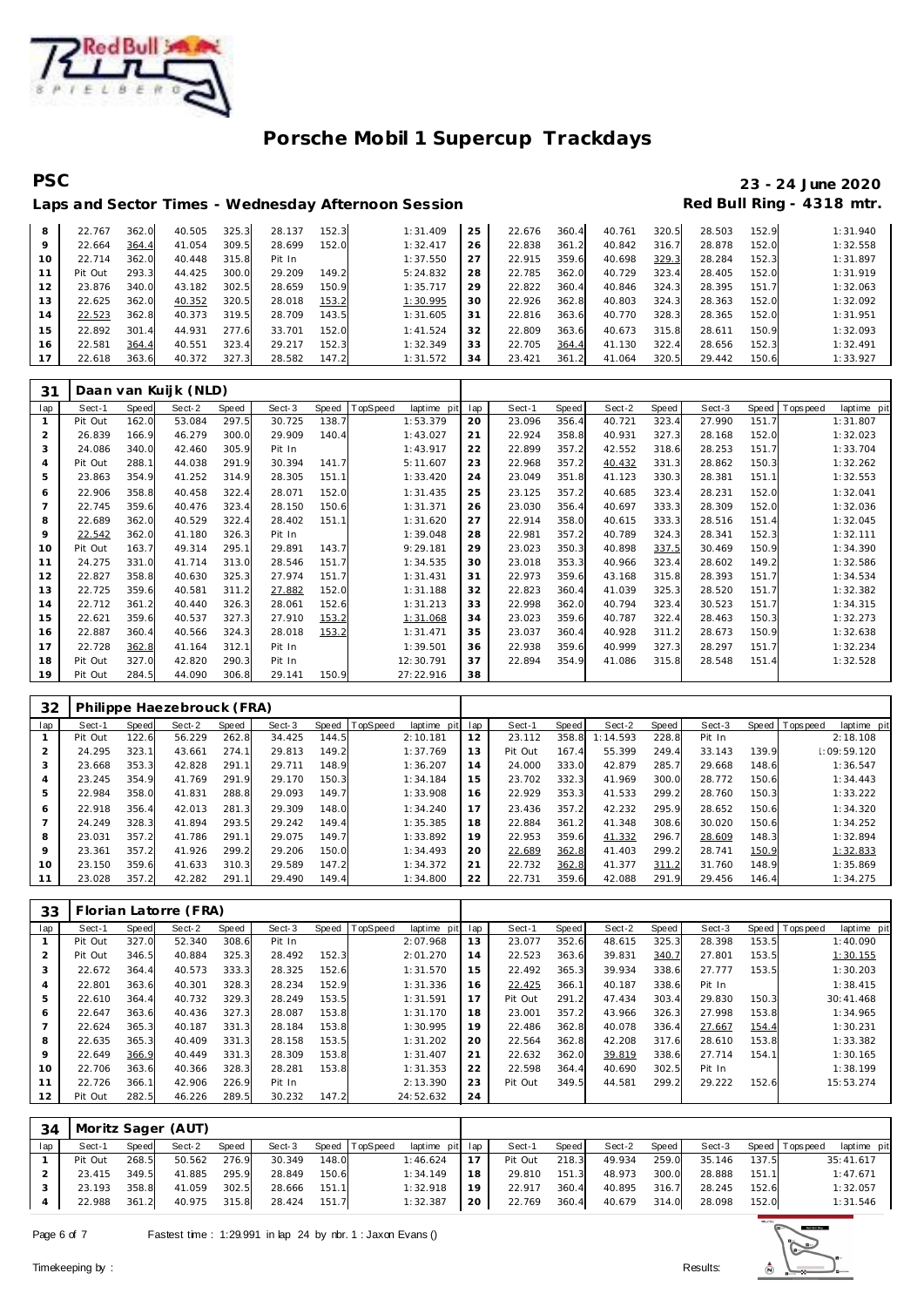# Porsche Mobil 1 Supercup Trackdays

**PSC** — **23 - 24 June 2020**

**Laps and Sector Times - Wednesday Afternoon Session** — **Red Bull Ring - 4318 mtr.**

| lap | Sect-1 | Speed | Sect-2 | Speed | Sect-3 | Speed | TopSpeed | laptime pit | lap | Sect-1 | Speed | Sect-2 | Speed | Sect-3 | Speed | Topspeed | laptime pit |
|---|---|---|---|---|---|---|---|---|---|---|---|---|---|---|---|---|---|
| 8 | 22.767 | 362.0 | 40.505 | 325.3 | 28.137 | 152.3 | | 1:31.409 | 25 | 22.676 | 360.4 | 40.761 | 320.5 | 28.503 | 152.9 | | 1:31.940 |
| 9 | 22.664 | 364.4 | 41.054 | 309.5 | 28.699 | 152.0 | | 1:32.417 | 26 | 22.838 | 361.2 | 40.842 | 316.7 | 28.878 | 152.0 | | 1:32.558 |
| 10 | 22.714 | 362.0 | 40.448 | 315.8 | Pit In | | | 1:37.550 | 27 | 22.915 | 359.6 | 40.698 | 329.3 | 28.284 | 152.3 | | 1:31.897 |
| 11 | Pit Out | 293.3 | 44.425 | 300.0 | 29.209 | 149.2 | | 5:24.832 | 28 | 22.785 | 362.0 | 40.729 | 323.4 | 28.405 | 152.0 | | 1:31.919 |
| 12 | 23.876 | 340.0 | 43.182 | 302.5 | 28.659 | 150.9 | | 1:35.717 | 29 | 22.822 | 360.4 | 40.846 | 324.3 | 28.395 | 151.7 | | 1:32.063 |
| 13 | 22.625 | 362.0 | 40.352 | 320.5 | 28.018 | 153.2 | | 1:30.995 | 30 | 22.926 | 362.8 | 40.803 | 324.3 | 28.363 | 152.0 | | 1:32.092 |
| 14 | 22.523 | 362.8 | 40.373 | 319.5 | 28.709 | 143.5 | | 1:31.605 | 31 | 22.816 | 363.6 | 40.770 | 328.3 | 28.365 | 152.0 | | 1:31.951 |
| 15 | 22.892 | 301.4 | 44.931 | 277.6 | 33.701 | 152.0 | | 1:41.524 | 32 | 22.809 | 363.6 | 40.673 | 315.8 | 28.611 | 150.9 | | 1:32.093 |
| 16 | 22.581 | 364.4 | 40.551 | 323.4 | 29.217 | 152.3 | | 1:32.349 | 33 | 22.705 | 364.4 | 41.130 | 322.4 | 28.656 | 152.3 | | 1:32.491 |
| 17 | 22.618 | 363.6 | 40.372 | 327.3 | 28.582 | 147.2 | | 1:31.572 | 34 | 23.421 | 361.2 | 41.064 | 320.5 | 29.442 | 150.6 | | 1:33.927 |

**31 — Daan van Kuijk (NLD)**

| lap | Sect-1 | Speed | Sect-2 | Speed | Sect-3 | Speed | TopSpeed | laptime pit | lap | Sect-1 | Speed | Sect-2 | Speed | Sect-3 | Speed | Topspeed | laptime pit |
|---|---|---|---|---|---|---|---|---|---|---|---|---|---|---|---|---|---|
| 1 | Pit Out | 162.0 | 53.084 | 297.5 | 30.725 | 138.7 | | 1:53.379 | 20 | 23.096 | 356.4 | 40.721 | 323.4 | 27.990 | 151.7 | | 1:31.807 |
| 2 | 26.839 | 166.9 | 46.279 | 300.0 | 29.909 | 140.4 | | 1:43.027 | 21 | 22.924 | 358.8 | 40.931 | 327.3 | 28.168 | 152.0 | | 1:32.023 |
| 3 | 24.086 | 340.0 | 42.460 | 305.9 | Pit In | | | 1:43.917 | 22 | 22.899 | 357.2 | 42.552 | 318.6 | 28.253 | 151.7 | | 1:33.704 |
| 4 | Pit Out | 288.1 | 44.038 | 291.9 | 30.394 | 141.7 | | 5:11.607 | 23 | 22.968 | 357.2 | 40.432 | 331.3 | 28.862 | 150.3 | | 1:32.262 |
| 5 | 23.863 | 354.9 | 41.252 | 314.9 | 28.305 | 151.1 | | 1:33.420 | 24 | 23.049 | 351.8 | 41.123 | 330.3 | 28.381 | 151.1 | | 1:32.553 |
| 6 | 22.906 | 358.8 | 40.458 | 322.4 | 28.071 | 152.0 | | 1:31.435 | 25 | 23.125 | 357.2 | 40.685 | 323.4 | 28.231 | 152.0 | | 1:32.041 |
| 7 | 22.745 | 359.6 | 40.476 | 323.4 | 28.150 | 150.6 | | 1:31.371 | 26 | 23.030 | 356.4 | 40.697 | 333.3 | 28.309 | 152.0 | | 1:32.036 |
| 8 | 22.689 | 362.0 | 40.529 | 322.4 | 28.402 | 151.1 | | 1:31.620 | 27 | 22.914 | 358.0 | 40.615 | 333.3 | 28.516 | 151.4 | | 1:32.045 |
| 9 | 22.542 | 362.0 | 41.180 | 326.3 | Pit In | | | 1:39.048 | 28 | 22.981 | 357.2 | 40.789 | 324.3 | 28.341 | 152.3 | | 1:32.111 |
| 10 | Pit Out | 163.7 | 49.314 | 295.1 | 29.891 | 143.7 | | 9:29.181 | 29 | 23.023 | 350.3 | 40.898 | 337.5 | 30.469 | 150.9 | | 1:34.390 |
| 11 | 24.275 | 331.0 | 41.714 | 313.0 | 28.546 | 151.7 | | 1:34.535 | 30 | 23.018 | 353.3 | 40.966 | 323.4 | 28.602 | 149.2 | | 1:32.586 |
| 12 | 22.827 | 358.8 | 40.630 | 325.3 | 27.974 | 151.7 | | 1:31.431 | 31 | 22.973 | 359.6 | 43.168 | 315.8 | 28.393 | 151.7 | | 1:34.534 |
| 13 | 22.725 | 359.6 | 40.581 | 311.2 | 27.882 | 152.0 | | 1:31.188 | 32 | 22.823 | 360.4 | 41.039 | 325.3 | 28.520 | 151.7 | | 1:32.382 |
| 14 | 22.712 | 361.2 | 40.440 | 326.3 | 28.061 | 152.6 | | 1:31.213 | 33 | 22.998 | 362.0 | 40.794 | 323.4 | 30.523 | 151.7 | | 1:34.315 |
| 15 | 22.621 | 359.6 | 40.537 | 327.3 | 27.910 | 153.2 | | 1:31.068 | 34 | 23.023 | 359.6 | 40.787 | 322.4 | 28.463 | 150.3 | | 1:32.273 |
| 16 | 22.887 | 360.4 | 40.566 | 324.3 | 28.018 | 153.2 | | 1:31.471 | 35 | 23.037 | 360.4 | 40.928 | 311.2 | 28.673 | 150.9 | | 1:32.638 |
| 17 | 22.728 | 362.8 | 41.164 | 312.1 | Pit In | | | 1:39.501 | 36 | 22.938 | 359.6 | 40.999 | 327.3 | 28.297 | 151.7 | | 1:32.234 |
| 18 | Pit Out | 327.0 | 42.820 | 290.3 | Pit In | | | 12:30.791 | 37 | 22.894 | 354.9 | 41.086 | 315.8 | 28.548 | 151.4 | | 1:32.528 |
| 19 | Pit Out | 284.5 | 44.090 | 306.8 | 29.141 | 150.9 | | 27:22.916 | 38 | | | | | | | | |

**32 — Philippe Haezebrouck (FRA)**

| lap | Sect-1 | Speed | Sect-2 | Speed | Sect-3 | Speed | TopSpeed | laptime pit | lap | Sect-1 | Speed | Sect-2 | Speed | Sect-3 | Speed | Topspeed | laptime pit |
|---|---|---|---|---|---|---|---|---|---|---|---|---|---|---|---|---|---|
| 1 | Pit Out | 122.6 | 56.229 | 262.8 | 34.425 | 144.5 | | 2:10.181 | 12 | 23.112 | 358.8 | 1:14.593 | 228.8 | Pit In | | | 2:18.108 |
| 2 | 24.295 | 323.1 | 43.661 | 274.1 | 29.813 | 149.2 | | 1:37.769 | 13 | Pit Out | 167.4 | 55.399 | 249.4 | 33.143 | 139.9 | | 1:09:59.120 |
| 3 | 23.668 | 353.3 | 42.828 | 291.1 | 29.711 | 148.9 | | 1:36.207 | 14 | 24.000 | 333.0 | 42.879 | 285.7 | 29.668 | 148.6 | | 1:36.547 |
| 4 | 23.245 | 354.9 | 41.769 | 291.9 | 29.170 | 150.3 | | 1:34.184 | 15 | 23.702 | 332.3 | 41.969 | 300.0 | 28.772 | 150.6 | | 1:34.443 |
| 5 | 22.984 | 358.0 | 41.831 | 288.8 | 29.093 | 149.7 | | 1:33.908 | 16 | 22.929 | 353.3 | 41.533 | 299.2 | 28.760 | 150.3 | | 1:33.222 |
| 6 | 22.918 | 356.4 | 42.013 | 281.3 | 29.309 | 148.0 | | 1:34.240 | 17 | 23.436 | 357.2 | 42.232 | 295.9 | 28.652 | 150.6 | | 1:34.320 |
| 7 | 24.249 | 328.3 | 41.894 | 293.5 | 29.242 | 149.4 | | 1:35.385 | 18 | 22.884 | 361.2 | 41.348 | 308.6 | 30.020 | 150.6 | | 1:34.252 |
| 8 | 23.031 | 357.2 | 41.786 | 291.1 | 29.075 | 149.7 | | 1:33.892 | 19 | 22.953 | 359.6 | 41.332 | 296.7 | 28.609 | 148.3 | | 1:32.894 |
| 9 | 23.361 | 357.2 | 41.926 | 299.2 | 29.206 | 150.0 | | 1:34.493 | 20 | 22.689 | 362.8 | 41.403 | 299.2 | 28.741 | 150.9 | | 1:32.833 |
| 10 | 23.150 | 359.6 | 41.633 | 310.3 | 29.589 | 147.2 | | 1:34.372 | 21 | 22.732 | 362.8 | 41.377 | 311.2 | 31.760 | 148.9 | | 1:35.869 |
| 11 | 23.028 | 357.2 | 42.282 | 291.1 | 29.490 | 149.4 | | 1:34.800 | 22 | 22.731 | 359.6 | 42.088 | 291.9 | 29.456 | 146.4 | | 1:34.275 |

**33 — Florian Latorre (FRA)**

| lap | Sect-1 | Speed | Sect-2 | Speed | Sect-3 | Speed | TopSpeed | laptime pit | lap | Sect-1 | Speed | Sect-2 | Speed | Sect-3 | Speed | Topspeed | laptime pit |
|---|---|---|---|---|---|---|---|---|---|---|---|---|---|---|---|---|---|
| 1 | Pit Out | 327.0 | 52.340 | 308.6 | Pit In | | | 2:07.968 | 13 | 23.077 | 352.6 | 48.615 | 325.3 | 28.398 | 153.5 | | 1:40.090 |
| 2 | Pit Out | 346.5 | 40.884 | 325.3 | 28.492 | 152.3 | | 2:01.270 | 14 | 22.523 | 363.6 | 39.831 | 340.7 | 27.801 | 153.5 | | 1:30.155 |
| 3 | 22.672 | 364.4 | 40.573 | 333.3 | 28.325 | 152.6 | | 1:31.570 | 15 | 22.492 | 365.3 | 39.934 | 338.6 | 27.777 | 153.5 | | 1:30.203 |
| 4 | 22.801 | 363.6 | 40.301 | 328.3 | 28.234 | 152.9 | | 1:31.336 | 16 | 22.425 | 366.1 | 40.187 | 338.6 | Pit In | | | 1:38.415 |
| 5 | 22.610 | 364.4 | 40.732 | 329.3 | 28.249 | 153.5 | | 1:31.591 | 17 | Pit Out | 291.2 | 47.434 | 303.4 | 29.830 | 150.3 | | 30:41.468 |
| 6 | 22.647 | 363.6 | 40.436 | 327.3 | 28.087 | 153.8 | | 1:31.170 | 18 | 23.001 | 357.2 | 43.966 | 326.3 | 27.998 | 153.8 | | 1:34.965 |
| 7 | 22.624 | 365.3 | 40.187 | 331.3 | 28.184 | 153.8 | | 1:30.995 | 19 | 22.486 | 362.8 | 40.078 | 336.4 | 27.667 | 154.4 | | 1:30.231 |
| 8 | 22.635 | 365.3 | 40.409 | 331.3 | 28.158 | 153.5 | | 1:31.202 | 20 | 22.564 | 362.8 | 42.208 | 317.6 | 28.610 | 153.8 | | 1:33.382 |
| 9 | 22.649 | 366.9 | 40.449 | 331.3 | 28.309 | 153.8 | | 1:31.407 | 21 | 22.632 | 362.0 | 39.819 | 338.6 | 27.714 | 154.1 | | 1:30.165 |
| 10 | 22.706 | 363.6 | 40.366 | 328.3 | 28.281 | 153.8 | | 1:31.353 | 22 | 22.598 | 364.4 | 40.690 | 302.5 | Pit In | | | 1:38.199 |
| 11 | 22.726 | 366.1 | 42.906 | 226.9 | Pit In | | | 2:13.390 | 23 | Pit Out | 349.5 | 44.581 | 299.2 | 29.222 | 152.6 | | 15:53.274 |
| 12 | Pit Out | 282.5 | 46.226 | 289.5 | 30.232 | 147.2 | | 24:52.632 | 24 | | | | | | | | |

**34 — Moritz Sager (AUT)**

| lap | Sect-1 | Speed | Sect-2 | Speed | Sect-3 | Speed | TopSpeed | laptime pit | lap | Sect-1 | Speed | Sect-2 | Speed | Sect-3 | Speed | Topspeed | laptime pit |
|---|---|---|---|---|---|---|---|---|---|---|---|---|---|---|---|---|---|
| 1 | Pit Out | 268.5 | 50.562 | 276.9 | 30.349 | 148.0 | | 1:46.624 | 17 | Pit Out | 218.3 | 49.934 | 259.0 | 35.146 | 137.5 | | 35:41.617 |
| 2 | 23.415 | 349.5 | 41.885 | 295.9 | 28.849 | 150.6 | | 1:34.149 | 18 | 29.810 | 151.3 | 48.973 | 300.0 | 28.888 | 151.1 | | 1:47.671 |
| 3 | 23.193 | 358.8 | 41.059 | 302.5 | 28.666 | 151.1 | | 1:32.918 | 19 | 22.917 | 360.4 | 40.895 | 316.7 | 28.245 | 152.6 | | 1:32.057 |
| 4 | 22.988 | 361.2 | 40.975 | 315.8 | 28.424 | 151.7 | | 1:32.387 | 20 | 22.769 | 360.4 | 40.679 | 314.0 | 28.098 | 152.0 | | 1:31.546 |

Fastest time : 1:29.991 in lap 24 by nbr. 1 : Jaxon Evans ()

Timekeeping by : Results: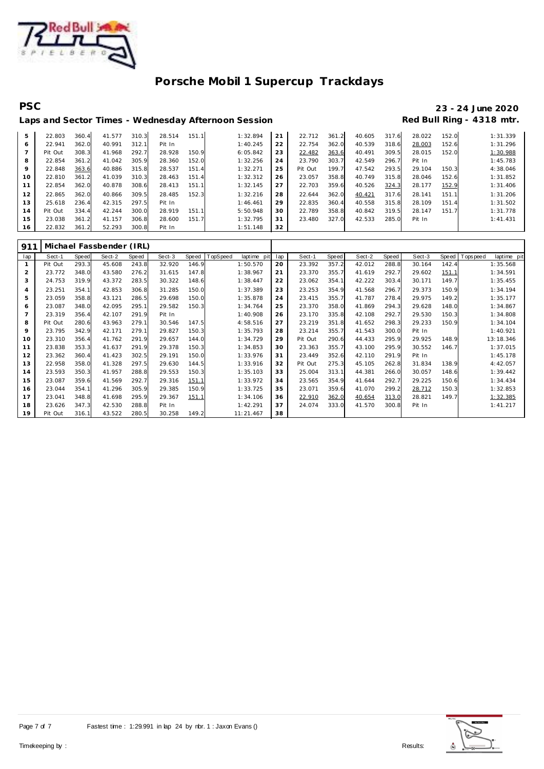# Porsche Mobil 1 Supercup Trackdays

**PSC** — **23 - 24 June 2020**

**Laps and Sector Times - Wednesday Afternoon Session** — **Red Bull Ring - 4318 mtr.**

| lap | Sect-1 | Speed | Sect-2 | Speed | Sect-3 | Speed | TopSpeed | laptime pit | lap | Sect-1 | Speed | Sect-2 | Speed | Sect-3 | Speed | Topspeed | laptime pit |
|---|---|---|---|---|---|---|---|---|---|---|---|---|---|---|---|---|---|
| 5 | 22.803 | 360.4 | 41.577 | 310.3 | 28.514 | 151.1 | | 1:32.894 | 21 | 22.712 | 361.2 | 40.605 | 317.6 | 28.022 | 152.0 | | 1:31.339 |
| 6 | 22.941 | 362.0 | 40.991 | 312.1 | Pit In | | | 1:40.245 | 22 | 22.754 | 362.0 | 40.539 | 318.6 | 28.003 | 152.6 | | 1:31.296 |
| 7 | Pit Out | 308.3 | 41.968 | 292.7 | 28.928 | 150.9 | | 6:05.842 | 23 | 22.482 | 363.6 | 40.491 | 309.5 | 28.015 | 152.0 | | 1:30.988 |
| 8 | 22.854 | 361.2 | 41.042 | 305.9 | 28.360 | 152.0 | | 1:32.256 | 24 | 23.790 | 303.7 | 42.549 | 296.7 | Pit In | | | 1:45.783 |
| 9 | 22.848 | 363.6 | 40.886 | 315.8 | 28.537 | 151.4 | | 1:32.271 | 25 | Pit Out | 199.7 | 47.542 | 293.5 | 29.104 | 150.3 | | 4:38.046 |
| 10 | 22.810 | 361.2 | 41.039 | 310.3 | 28.463 | 151.4 | | 1:32.312 | 26 | 23.057 | 358.8 | 40.749 | 315.8 | 28.046 | 152.6 | | 1:31.852 |
| 11 | 22.854 | 362.0 | 40.878 | 308.6 | 28.413 | 151.1 | | 1:32.145 | 27 | 22.703 | 359.6 | 40.526 | 324.3 | 28.177 | 152.9 | | 1:31.406 |
| 12 | 22.865 | 362.0 | 40.866 | 309.5 | 28.485 | 152.3 | | 1:32.216 | 28 | 22.644 | 362.0 | 40.421 | 317.6 | 28.141 | 151.1 | | 1:31.206 |
| 13 | 25.618 | 236.4 | 42.315 | 297.5 | Pit In | | | 1:46.461 | 29 | 22.835 | 360.4 | 40.558 | 315.8 | 28.109 | 151.4 | | 1:31.502 |
| 14 | Pit Out | 334.4 | 42.244 | 300.0 | 28.919 | 151.1 | | 5:50.948 | 30 | 22.789 | 358.8 | 40.842 | 319.5 | 28.147 | 151.7 | | 1:31.778 |
| 15 | 23.038 | 361.2 | 41.157 | 306.8 | 28.600 | 151.7 | | 1:32.795 | 31 | 23.480 | 327.0 | 42.533 | 285.0 | Pit In | | | 1:41.431 |
| 16 | 22.832 | 361.2 | 52.293 | 300.8 | Pit In | | | 1:51.148 | 32 | | | | | | | | |

**911 | Michael Fassbender (IRL)**

| lap | Sect-1 | Speed | Sect-2 | Speed | Sect-3 | Speed | TopSpeed | laptime pit | lap | Sect-1 | Speed | Sect-2 | Speed | Sect-3 | Speed | Topspeed | laptime pit |
|---|---|---|---|---|---|---|---|---|---|---|---|---|---|---|---|---|---|
| 1 | Pit Out | 293.3 | 45.608 | 243.8 | 32.920 | 146.9 | | 1:50.570 | 20 | 23.392 | 357.2 | 42.012 | 288.8 | 30.164 | 142.4 | | 1:35.568 |
| 2 | 23.772 | 348.0 | 43.580 | 276.2 | 31.615 | 147.8 | | 1:38.967 | 21 | 23.370 | 355.7 | 41.619 | 292.7 | 29.602 | 151.1 | | 1:34.591 |
| 3 | 24.753 | 319.9 | 43.372 | 283.5 | 30.322 | 148.6 | | 1:38.447 | 22 | 23.062 | 354.1 | 42.222 | 303.4 | 30.171 | 149.7 | | 1:35.455 |
| 4 | 23.251 | 354.1 | 42.853 | 306.8 | 31.285 | 150.0 | | 1:37.389 | 23 | 23.253 | 354.9 | 41.568 | 296.7 | 29.373 | 150.9 | | 1:34.194 |
| 5 | 23.059 | 358.8 | 43.121 | 286.5 | 29.698 | 150.0 | | 1:35.878 | 24 | 23.415 | 355.7 | 41.787 | 278.4 | 29.975 | 149.2 | | 1:35.177 |
| 6 | 23.087 | 348.0 | 42.095 | 295.1 | 29.582 | 150.3 | | 1:34.764 | 25 | 23.370 | 358.0 | 41.869 | 294.3 | 29.628 | 148.0 | | 1:34.867 |
| 7 | 23.319 | 356.4 | 42.107 | 291.9 | Pit In | | | 1:40.908 | 26 | 23.170 | 335.8 | 42.108 | 292.7 | 29.530 | 150.3 | | 1:34.808 |
| 8 | Pit Out | 280.6 | 43.963 | 279.1 | 30.546 | 147.5 | | 4:58.516 | 27 | 23.219 | 351.8 | 41.652 | 298.3 | 29.233 | 150.9 | | 1:34.104 |
| 9 | 23.795 | 342.9 | 42.171 | 279.1 | 29.827 | 150.3 | | 1:35.793 | 28 | 23.214 | 355.7 | 41.543 | 300.0 | Pit In | | | 1:40.921 |
| 10 | 23.310 | 356.4 | 41.762 | 291.9 | 29.657 | 144.0 | | 1:34.729 | 29 | Pit Out | 290.6 | 44.433 | 295.9 | 29.925 | 148.9 | | 13:18.346 |
| 11 | 23.838 | 353.3 | 41.637 | 291.9 | 29.378 | 150.3 | | 1:34.853 | 30 | 23.363 | 355.7 | 43.100 | 295.9 | 30.552 | 146.7 | | 1:37.015 |
| 12 | 23.362 | 360.4 | 41.423 | 302.5 | 29.191 | 150.0 | | 1:33.976 | 31 | 23.449 | 352.6 | 42.110 | 291.9 | Pit In | | | 1:45.178 |
| 13 | 22.958 | 358.0 | 41.328 | 297.5 | 29.630 | 144.5 | | 1:33.916 | 32 | Pit Out | 275.3 | 45.105 | 262.8 | 31.834 | 138.9 | | 4:42.057 |
| 14 | 23.593 | 350.3 | 41.957 | 288.8 | 29.553 | 150.3 | | 1:35.103 | 33 | 25.004 | 313.1 | 44.381 | 266.0 | 30.057 | 148.6 | | 1:39.442 |
| 15 | 23.087 | 359.6 | 41.569 | 292.7 | 29.316 | 151.1 | | 1:33.972 | 34 | 23.565 | 354.9 | 41.644 | 292.7 | 29.225 | 150.6 | | 1:34.434 |
| 16 | 23.044 | 354.1 | 41.296 | 305.9 | 29.385 | 150.9 | | 1:33.725 | 35 | 23.071 | 359.6 | 41.070 | 299.2 | 28.712 | 150.3 | | 1:32.853 |
| 17 | 23.041 | 348.8 | 41.698 | 295.9 | 29.367 | 151.1 | | 1:34.106 | 36 | 22.910 | 362.0 | 40.654 | 313.0 | 28.821 | 149.7 | | 1:32.385 |
| 18 | 23.626 | 347.3 | 42.530 | 288.8 | Pit In | | | 1:42.291 | 37 | 24.074 | 333.0 | 41.570 | 300.8 | Pit In | | | 1:41.217 |
| 19 | Pit Out | 316.1 | 43.522 | 280.5 | 30.258 | 149.2 | | 11:21.467 | 38 | | | | | | | | |

Fastest time : 1:29.991 in lap 24 by nbr. 1 : Jaxon Evans ()

Timekeeping by : Results: